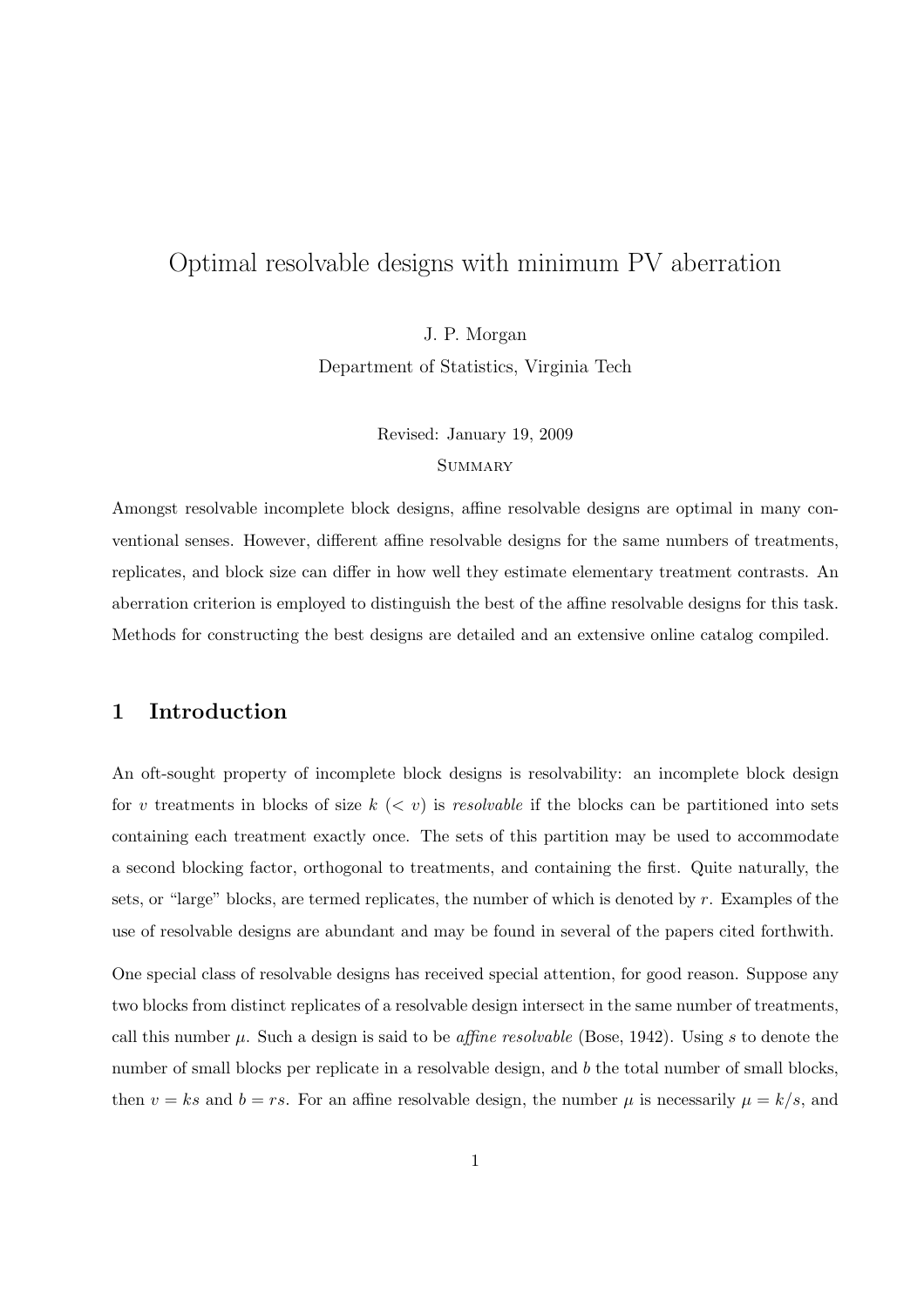# Optimal resolvable designs with minimum PV aberration

J. P. Morgan

Department of Statistics, Virginia Tech

Revised: January 19, 2009

## Summary

Amongst resolvable incomplete block designs, affine resolvable designs are optimal in many conventional senses. However, different affine resolvable designs for the same numbers of treatments, replicates, and block size can differ in how well they estimate elementary treatment contrasts. An aberration criterion is employed to distinguish the best of the affine resolvable designs for this task. Methods for constructing the best designs are detailed and an extensive online catalog compiled.

## 1 Introduction

An oft-sought property of incomplete block designs is resolvability: an incomplete block design for $v$ treatments in blocks of size $k$ $(< v)$ is *resolvable* if the blocks can be partitioned into sets containing each treatment exactly once. The sets of this partition may be used to accommodate a second blocking factor, orthogonal to treatments, and containing the first. Quite naturally, the sets, or "large" blocks, are termed replicates, the number of which is denoted by $r$. Examples of the use of resolvable designs are abundant and may be found in several of the papers cited forthwith.

One special class of resolvable designs has received special attention, for good reason. Suppose any two blocks from distinct replicates of a resolvable design intersect in the same number of treatments, call this number $\mu$. Such a design is said to be *affine resolvable* (Bose, 1942). Using $s$ to denote the number of small blocks per replicate in a resolvable design, and $b$ the total number of small blocks, then $v = ks$ and $b = rs$. For an affine resolvable design, the number $\mu$ is necessarily $\mu = k/s$, and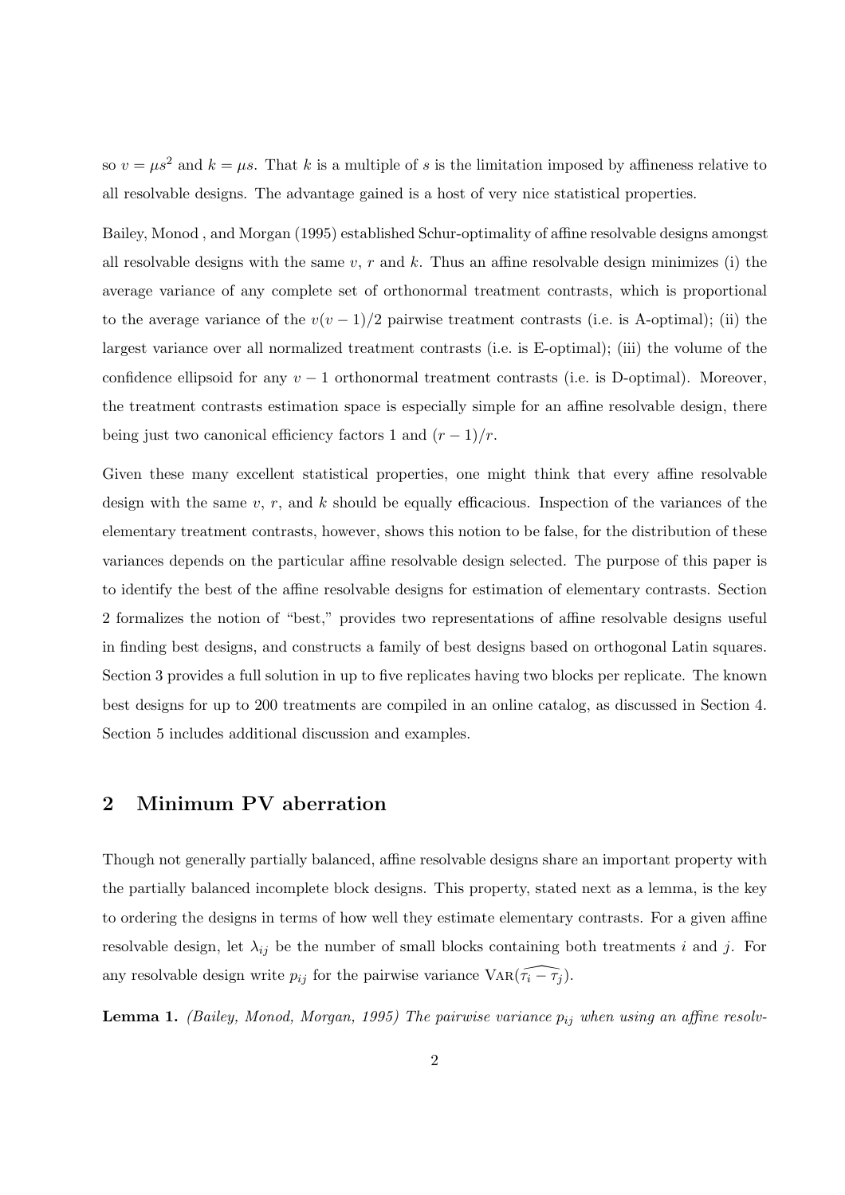so $v = \mu s^2$ and $k = \mu s$. That $k$ is a multiple of $s$ is the limitation imposed by affineness relative to all resolvable designs. The advantage gained is a host of very nice statistical properties.

Bailey, Monod , and Morgan (1995) established Schur-optimality of affine resolvable designs amongst all resolvable designs with the same $v$, $r$ and $k$. Thus an affine resolvable design minimizes (i) the average variance of any complete set of orthonormal treatment contrasts, which is proportional to the average variance of the $v(v-1)/2$ pairwise treatment contrasts (i.e. is A-optimal); (ii) the largest variance over all normalized treatment contrasts (i.e. is E-optimal); (iii) the volume of the confidence ellipsoid for any $v-1$ orthonormal treatment contrasts (i.e. is D-optimal). Moreover, the treatment contrasts estimation space is especially simple for an affine resolvable design, there being just two canonical efficiency factors 1 and $(r-1)/r$.

Given these many excellent statistical properties, one might think that every affine resolvable design with the same $v$, $r$, and $k$ should be equally efficacious. Inspection of the variances of the elementary treatment contrasts, however, shows this notion to be false, for the distribution of these variances depends on the particular affine resolvable design selected. The purpose of this paper is to identify the best of the affine resolvable designs for estimation of elementary contrasts. Section 2 formalizes the notion of "best," provides two representations of affine resolvable designs useful in finding best designs, and constructs a family of best designs based on orthogonal Latin squares. Section 3 provides a full solution in up to five replicates having two blocks per replicate. The known best designs for up to 200 treatments are compiled in an online catalog, as discussed in Section 4. Section 5 includes additional discussion and examples.

## 2 Minimum PV aberration

Though not generally partially balanced, affine resolvable designs share an important property with the partially balanced incomplete block designs. This property, stated next as a lemma, is the key to ordering the designs in terms of how well they estimate elementary contrasts. For a given affine resolvable design, let $\lambda_{ij}$ be the number of small blocks containing both treatments $i$ and $j$. For any resolvable design write $p_{ij}$ for the pairwise variance $\text{Var}(\widehat{\tau_i - \tau_j})$.

**Lemma 1.** *(Bailey, Monod, Morgan, 1995) The pairwise variance $p_{ij}$ when using an affine resolv-*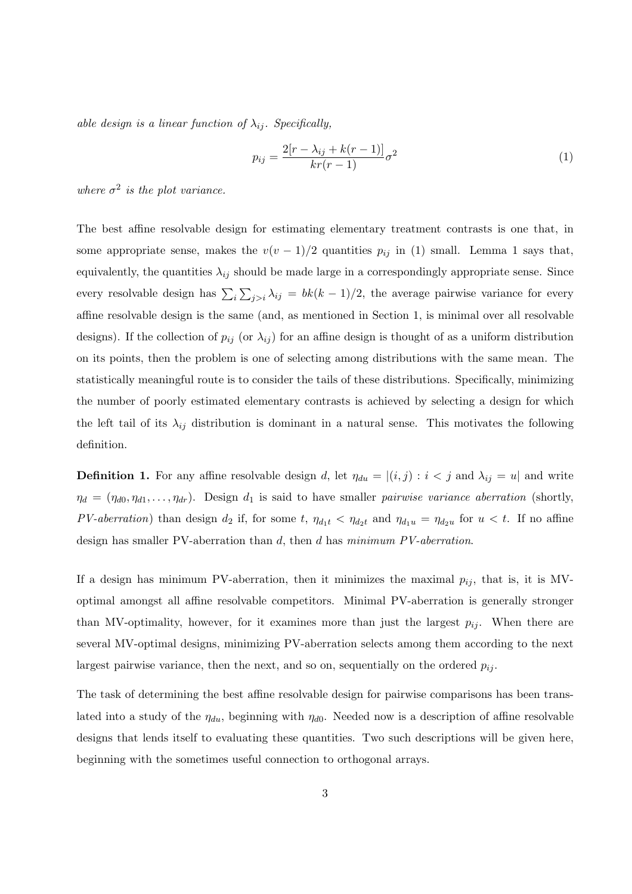*able design is a linear function of $\lambda_{ij}$. Specifically,*

$$p_{ij} = \frac{2[r - \lambda_{ij} + k(r-1)]}{kr(r-1)}\sigma^2 \tag{1}$$

*where $\sigma^2$ is the plot variance.*

The best affine resolvable design for estimating elementary treatment contrasts is one that, in some appropriate sense, makes the $v(v-1)/2$ quantities $p_{ij}$ in (1) small. Lemma 1 says that, equivalently, the quantities $\lambda_{ij}$ should be made large in a correspondingly appropriate sense. Since every resolvable design has $\sum_i \sum_{j>i} \lambda_{ij} = bk(k-1)/2$, the average pairwise variance for every affine resolvable design is the same (and, as mentioned in Section 1, is minimal over all resolvable designs). If the collection of $p_{ij}$ (or $\lambda_{ij}$) for an affine design is thought of as a uniform distribution on its points, then the problem is one of selecting among distributions with the same mean. The statistically meaningful route is to consider the tails of these distributions. Specifically, minimizing the number of poorly estimated elementary contrasts is achieved by selecting a design for which the left tail of its $\lambda_{ij}$ distribution is dominant in a natural sense. This motivates the following definition.

**Definition 1.** For any affine resolvable design $d$, let $\eta_{du} = |(i,j) : i < j \text{ and } \lambda_{ij} = u|$ and write $\eta_d = (\eta_{d0}, \eta_{d1}, \ldots, \eta_{dr})$. Design $d_1$ is said to have smaller *pairwise variance aberration* (shortly, *PV-aberration*) than design $d_2$ if, for some $t$, $\eta_{d_1t} < \eta_{d_2t}$ and $\eta_{d_1u} = \eta_{d_2u}$ for $u < t$. If no affine design has smaller PV-aberration than $d$, then $d$ has *minimum PV-aberration*.

If a design has minimum PV-aberration, then it minimizes the maximal $p_{ij}$, that is, it is MV-optimal amongst all affine resolvable competitors. Minimal PV-aberration is generally stronger than MV-optimality, however, for it examines more than just the largest $p_{ij}$. When there are several MV-optimal designs, minimizing PV-aberration selects among them according to the next largest pairwise variance, then the next, and so on, sequentially on the ordered $p_{ij}$.

The task of determining the best affine resolvable design for pairwise comparisons has been translated into a study of the $\eta_{du}$, beginning with $\eta_{d0}$. Needed now is a description of affine resolvable designs that lends itself to evaluating these quantities. Two such descriptions will be given here, beginning with the sometimes useful connection to orthogonal arrays.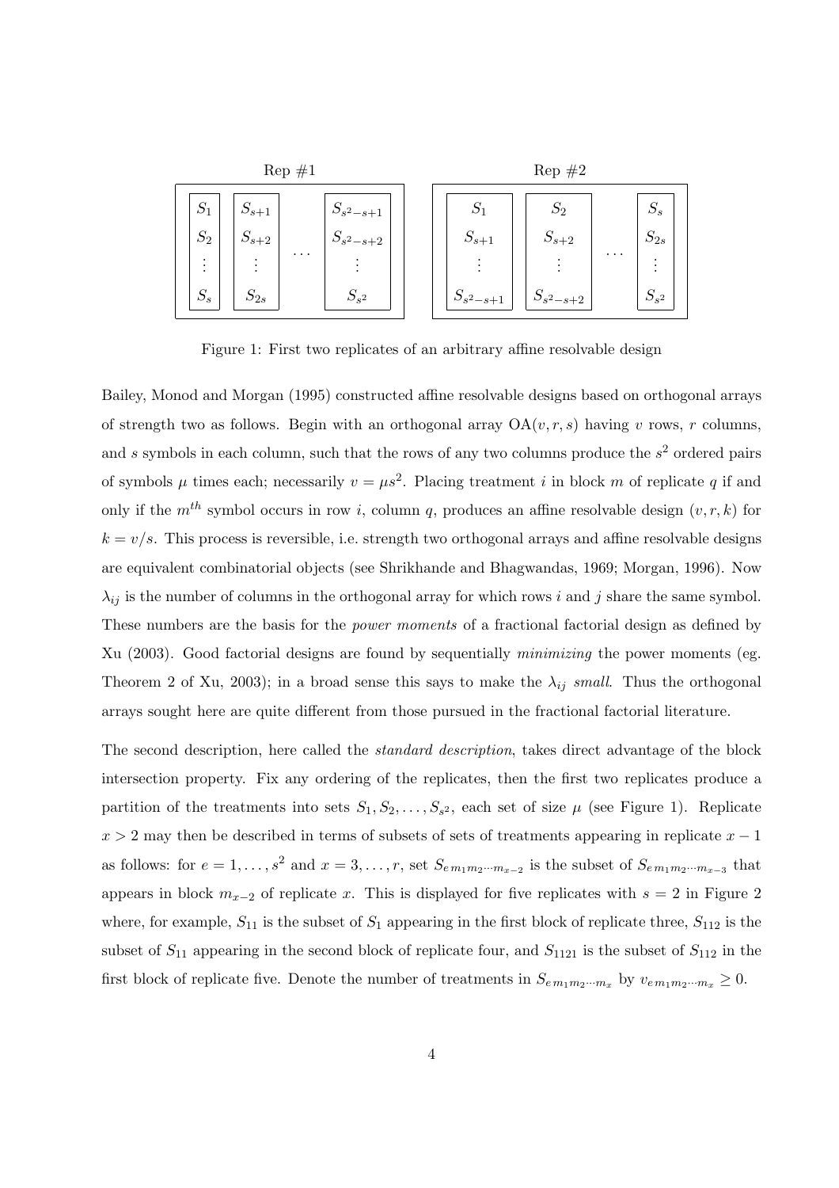| Rep #1 | | | | | Rep #2 | | | |
|---|---|---|---|---|---|---|---|---|
| $S_1$ | $S_{s+1}$ | | $S_{s^2-s+1}$ | | $S_1$ | $S_2$ | | $S_s$ |
| $S_2$ | $S_{s+2}$ | $\cdots$ | $S_{s^2-s+2}$ | | $S_{s+1}$ | $S_{s+2}$ | $\cdots$ | $S_{2s}$ |
| $\vdots$ | $\vdots$ | | $\vdots$ | | $\vdots$ | $\vdots$ | | $\vdots$ |
| $S_s$ | $S_{2s}$ | | $S_{s^2}$ | | $S_{s^2-s+1}$ | $S_{s^2-s+2}$ | | $S_{s^2}$ |

Figure 1: First two replicates of an arbitrary affine resolvable design

Bailey, Monod and Morgan (1995) constructed affine resolvable designs based on orthogonal arrays of strength two as follows. Begin with an orthogonal array $\mathrm{OA}(v, r, s)$ having $v$ rows, $r$ columns, and $s$ symbols in each column, such that the rows of any two columns produce the $s^2$ ordered pairs of symbols $\mu$ times each; necessarily $v = \mu s^2$. Placing treatment $i$ in block $m$ of replicate $q$ if and only if the $m^{th}$ symbol occurs in row $i$, column $q$, produces an affine resolvable design $(v, r, k)$ for $k = v/s$. This process is reversible, i.e. strength two orthogonal arrays and affine resolvable designs are equivalent combinatorial objects (see Shrikhande and Bhagwandas, 1969; Morgan, 1996). Now $\lambda_{ij}$ is the number of columns in the orthogonal array for which rows $i$ and $j$ share the same symbol. These numbers are the basis for the *power moments* of a fractional factorial design as defined by Xu (2003). Good factorial designs are found by sequentially *minimizing* the power moments (eg. Theorem 2 of Xu, 2003); in a broad sense this says to make the $\lambda_{ij}$ *small*. Thus the orthogonal arrays sought here are quite different from those pursued in the fractional factorial literature.

The second description, here called the *standard description*, takes direct advantage of the block intersection property. Fix any ordering of the replicates, then the first two replicates produce a partition of the treatments into sets $S_1, S_2, \ldots, S_{s^2}$, each set of size $\mu$ (see Figure 1). Replicate $x > 2$ may then be described in terms of subsets of sets of treatments appearing in replicate $x - 1$ as follows: for $e = 1, \ldots, s^2$ and $x = 3, \ldots, r$, set $S_{e\,m_1 m_2 \cdots m_{x-2}}$ is the subset of $S_{e\,m_1 m_2 \cdots m_{x-3}}$ that appears in block $m_{x-2}$ of replicate $x$. This is displayed for five replicates with $s = 2$ in Figure 2 where, for example, $S_{11}$ is the subset of $S_1$ appearing in the first block of replicate three, $S_{112}$ is the subset of $S_{11}$ appearing in the second block of replicate four, and $S_{1121}$ is the subset of $S_{112}$ in the first block of replicate five. Denote the number of treatments in $S_{e\,m_1 m_2 \cdots m_x}$ by $v_{e\,m_1 m_2 \cdots m_x} \geq 0$.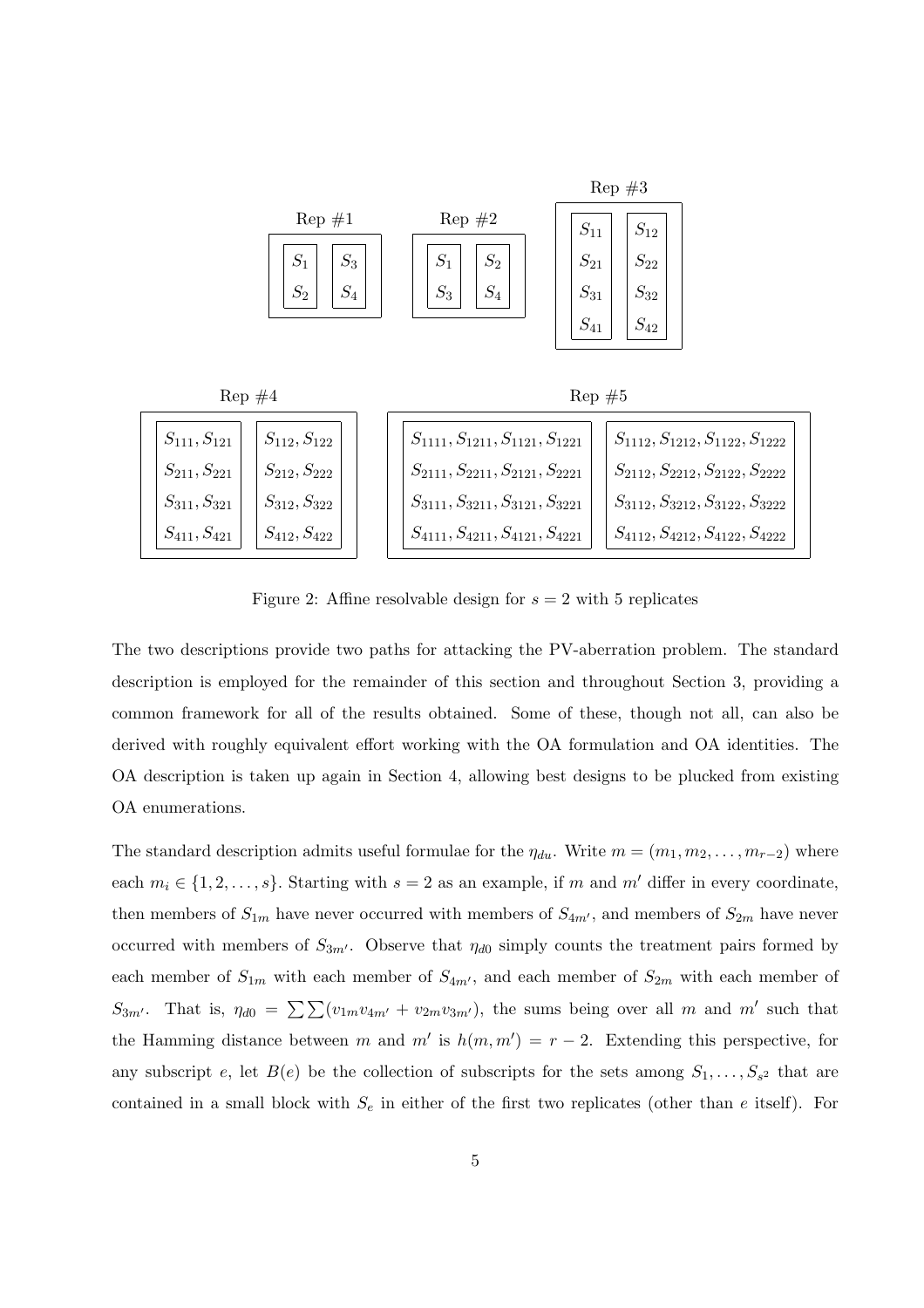| Rep #1 | | Rep #2 | | Rep #3 | |
|---|---|---|---|---|---|
| $S_1$ | $S_3$ | $S_1$ | $S_2$ | $S_{11}$ | $S_{12}$ |
| $S_2$ | $S_4$ | $S_3$ | $S_4$ | $S_{21}$ | $S_{22}$ |
| | | | | $S_{31}$ | $S_{32}$ |
| | | | | $S_{41}$ | $S_{42}$ |

| Rep #4 | | Rep #5 | |
|---|---|---|---|
| $S_{111}, S_{121}$ | $S_{112}, S_{122}$ | $S_{1111}, S_{1211}, S_{1121}, S_{1221}$ | $S_{1112}, S_{1212}, S_{1122}, S_{1222}$ |
| $S_{211}, S_{221}$ | $S_{212}, S_{222}$ | $S_{2111}, S_{2211}, S_{2121}, S_{2221}$ | $S_{2112}, S_{2212}, S_{2122}, S_{2222}$ |
| $S_{311}, S_{321}$ | $S_{312}, S_{322}$ | $S_{3111}, S_{3211}, S_{3121}, S_{3221}$ | $S_{3112}, S_{3212}, S_{3122}, S_{3222}$ |
| $S_{411}, S_{421}$ | $S_{412}, S_{422}$ | $S_{4111}, S_{4211}, S_{4121}, S_{4221}$ | $S_{4112}, S_{4212}, S_{4122}, S_{4222}$ |

Figure 2: Affine resolvable design for $s = 2$ with 5 replicates

The two descriptions provide two paths for attacking the PV-aberration problem. The standard description is employed for the remainder of this section and throughout Section 3, providing a common framework for all of the results obtained. Some of these, though not all, can also be derived with roughly equivalent effort working with the OA formulation and OA identities. The OA description is taken up again in Section 4, allowing best designs to be plucked from existing OA enumerations.

The standard description admits useful formulae for the $\eta_{du}$. Write $m = (m_1, m_2, \ldots, m_{r-2})$ where each $m_i \in \{1, 2, \ldots, s\}$. Starting with $s = 2$ as an example, if $m$ and $m'$ differ in every coordinate, then members of $S_{1m}$ have never occurred with members of $S_{4m'}$, and members of $S_{2m}$ have never occurred with members of $S_{3m'}$. Observe that $\eta_{d0}$ simply counts the treatment pairs formed by each member of $S_{1m}$ with each member of $S_{4m'}$, and each member of $S_{2m}$ with each member of $S_{3m'}$. That is, $\eta_{d0} = \sum\sum(v_{1m}v_{4m'} + v_{2m}v_{3m'})$, the sums being over all $m$ and $m'$ such that the Hamming distance between $m$ and $m'$ is $h(m, m') = r - 2$. Extending this perspective, for any subscript $e$, let $B(e)$ be the collection of subscripts for the sets among $S_1, \ldots, S_{s^2}$ that are contained in a small block with $S_e$ in either of the first two replicates (other than $e$ itself). For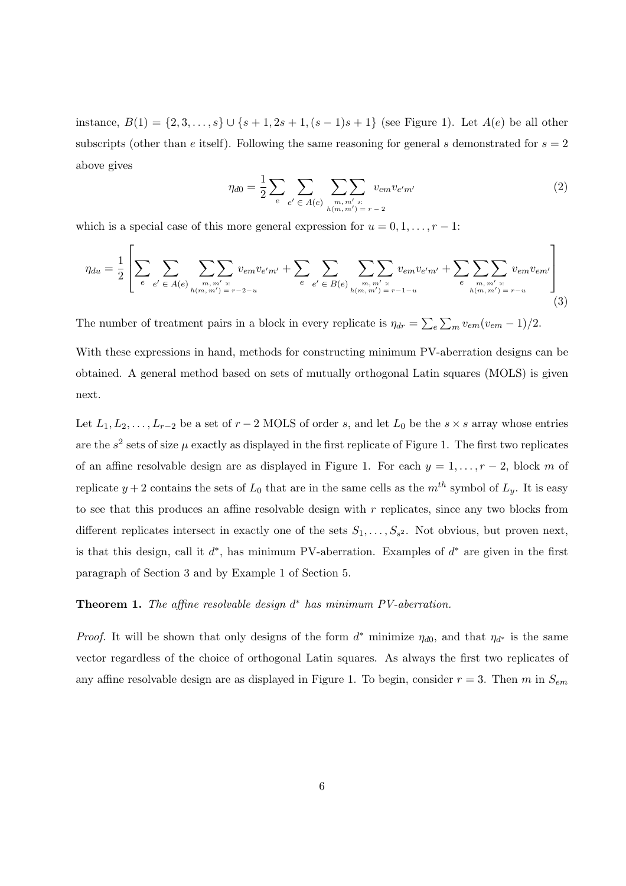instance, $B(1) = \{2, 3, \ldots, s\} \cup \{s+1, 2s+1, (s-1)s+1\}$ (see Figure 1). Let $A(e)$ be all other subscripts (other than $e$ itself). Following the same reasoning for general $s$ demonstrated for $s = 2$ above gives

$$\eta_{d0} = \frac{1}{2}\sum_{e} \sum_{e' \,\in\, A(e)} \sum_{\substack{m,\, m' \,\ni:\\ h(m,\, m') \,=\, r-2}}\sum v_{em}v_{e'm'} \tag{2}$$

which is a special case of this more general expression for $u = 0, 1, \ldots, r-1$:

$$\eta_{du} = \frac{1}{2}\left[\sum_{e} \sum_{e' \,\in\, A(e)} \sum_{\substack{m,\, m' \,\ni:\\ h(m,\, m') \,=\, r-2-u}}\sum v_{em}v_{e'm'} + \sum_{e} \sum_{e' \,\in\, B(e)} \sum_{\substack{m,\, m' \,\ni:\\ h(m,\, m') \,=\, r-1-u}}\sum v_{em}v_{e'm'} + \sum_{e} \sum_{\substack{m,\, m' \,\ni:\\ h(m,\, m') \,=\, r-u}}\sum v_{em}v_{em'}\right] \tag{3}$$

The number of treatment pairs in a block in every replicate is $\eta_{dr} = \sum_e \sum_m v_{em}(v_{em} - 1)/2$.

With these expressions in hand, methods for constructing minimum PV-aberration designs can be obtained. A general method based on sets of mutually orthogonal Latin squares (MOLS) is given next.

Let $L_1, L_2, \ldots, L_{r-2}$ be a set of $r-2$ MOLS of order $s$, and let $L_0$ be the $s \times s$ array whose entries are the $s^2$ sets of size $\mu$ exactly as displayed in the first replicate of Figure 1. The first two replicates of an affine resolvable design are as displayed in Figure 1. For each $y = 1, \ldots, r-2$, block $m$ of replicate $y + 2$ contains the sets of $L_0$ that are in the same cells as the $m^{th}$ symbol of $L_y$. It is easy to see that this produces an affine resolvable design with $r$ replicates, since any two blocks from different replicates intersect in exactly one of the sets $S_1, \ldots, S_{s^2}$. Not obvious, but proven next, is that this design, call it $d^*$, has minimum PV-aberration. Examples of $d^*$ are given in the first paragraph of Section 3 and by Example 1 of Section 5.

**Theorem 1.** *The affine resolvable design $d^*$ has minimum PV-aberration.*

*Proof.* It will be shown that only designs of the form $d^*$ minimize $\eta_{d0}$, and that $\eta_{d^*}$ is the same vector regardless of the choice of orthogonal Latin squares. As always the first two replicates of any affine resolvable design are as displayed in Figure 1. To begin, consider $r = 3$. Then $m$ in $S_{em}$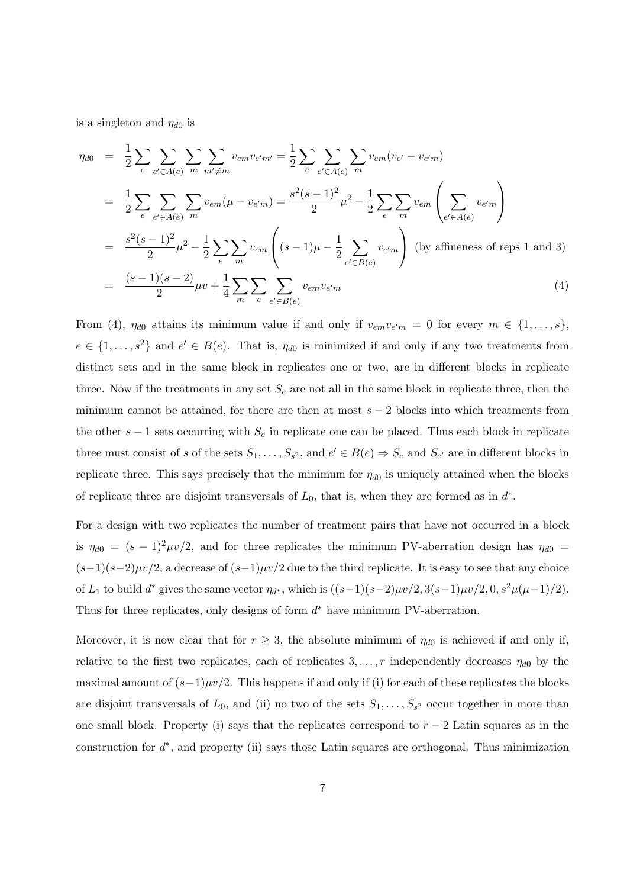is a singleton and $\eta_{d0}$ is

$$
\begin{aligned}
\eta_{d0} &= \frac{1}{2}\sum_{e}\sum_{e'\in A(e)}\sum_{m}\sum_{m'\neq m} v_{em}v_{e'm'} = \frac{1}{2}\sum_{e}\sum_{e'\in A(e)}\sum_{m} v_{em}(v_{e'} - v_{e'm}) \\
&= \frac{1}{2}\sum_{e}\sum_{e'\in A(e)}\sum_{m} v_{em}(\mu - v_{e'm}) = \frac{s^2(s-1)^2}{2}\mu^2 - \frac{1}{2}\sum_{e}\sum_{m} v_{em}\left(\sum_{e'\in A(e)} v_{e'm}\right) \\
&= \frac{s^2(s-1)^2}{2}\mu^2 - \frac{1}{2}\sum_{e}\sum_{m} v_{em}\left((s-1)\mu - \frac{1}{2}\sum_{e'\in B(e)} v_{e'm}\right) \text{ (by affineness of reps 1 and 3)} \\
&= \frac{(s-1)(s-2)}{2}\mu v + \frac{1}{4}\sum_{m}\sum_{e}\sum_{e'\in B(e)} v_{em}v_{e'm} \qquad (4)
\end{aligned}
$$

From (4), $\eta_{d0}$ attains its minimum value if and only if $v_{em}v_{e'm} = 0$ for every $m \in \{1,\ldots,s\}$, $e \in \{1,\ldots,s^2\}$ and $e' \in B(e)$. That is, $\eta_{d0}$ is minimized if and only if any two treatments from distinct sets and in the same block in replicates one or two, are in different blocks in replicate three. Now if the treatments in any set $S_e$ are not all in the same block in replicate three, then the minimum cannot be attained, for there are then at most $s-2$ blocks into which treatments from the other $s-1$ sets occurring with $S_e$ in replicate one can be placed. Thus each block in replicate three must consist of $s$ of the sets $S_1,\ldots,S_{s^2}$, and $e' \in B(e) \Rightarrow S_e$ and $S_{e'}$ are in different blocks in replicate three. This says precisely that the minimum for $\eta_{d0}$ is uniquely attained when the blocks of replicate three are disjoint transversals of $L_0$, that is, when they are formed as in $d^*$.

For a design with two replicates the number of treatment pairs that have not occurred in a block is $\eta_{d0} = (s-1)^2\mu v/2$, and for three replicates the minimum PV-aberration design has $\eta_{d0} = (s-1)(s-2)\mu v/2$, a decrease of $(s-1)\mu v/2$ due to the third replicate. It is easy to see that any choice of $L_1$ to build $d^*$ gives the same vector $\eta_{d^*}$, which is $((s-1)(s-2)\mu v/2, 3(s-1)\mu v/2, 0, s^2\mu(\mu-1)/2)$. Thus for three replicates, only designs of form $d^*$ have minimum PV-aberration.

Moreover, it is now clear that for $r \geq 3$, the absolute minimum of $\eta_{d0}$ is achieved if and only if, relative to the first two replicates, each of replicates $3,\ldots,r$ independently decreases $\eta_{d0}$ by the maximal amount of $(s-1)\mu v/2$. This happens if and only if (i) for each of these replicates the blocks are disjoint transversals of $L_0$, and (ii) no two of the sets $S_1,\ldots,S_{s^2}$ occur together in more than one small block. Property (i) says that the replicates correspond to $r-2$ Latin squares as in the construction for $d^*$, and property (ii) says those Latin squares are orthogonal. Thus minimization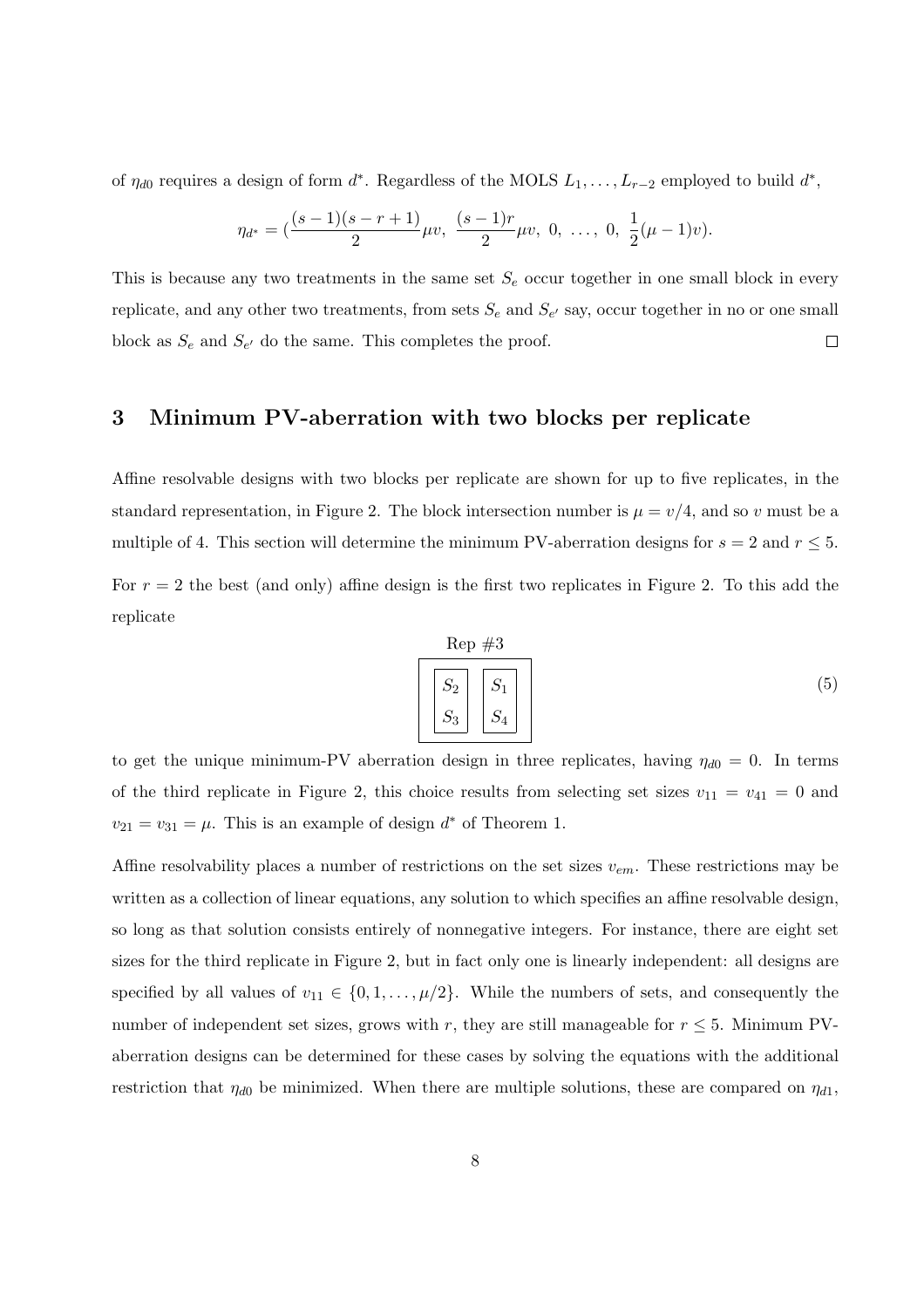of $\eta_{d0}$ requires a design of form $d^*$. Regardless of the MOLS $L_1, \ldots, L_{r-2}$ employed to build $d^*$,

$$\eta_{d^*} = (\frac{(s-1)(s-r+1)}{2}\mu v,\ \frac{(s-1)r}{2}\mu v,\ 0,\ \ldots,\ 0,\ \frac{1}{2}(\mu-1)v).$$

This is because any two treatments in the same set $S_e$ occur together in one small block in every replicate, and any other two treatments, from sets $S_e$ and $S_{e'}$ say, occur together in no or one small block as $S_e$ and $S_{e'}$ do the same. This completes the proof. □

## 3 Minimum PV-aberration with two blocks per replicate

Affine resolvable designs with two blocks per replicate are shown for up to five replicates, in the standard representation, in Figure 2. The block intersection number is $\mu = v/4$, and so $v$ must be a multiple of 4. This section will determine the minimum PV-aberration designs for $s = 2$ and $r \leq 5$.

For $r = 2$ the best (and only) affine design is the first two replicates in Figure 2. To this add the replicate

$$\text{Rep } \#3 \qquad \begin{array}{|cc|} \hline S_2 & S_1 \\ S_3 & S_4 \\ \hline \end{array} \tag{5}$$

to get the unique minimum-PV aberration design in three replicates, having $\eta_{d0} = 0$. In terms of the third replicate in Figure 2, this choice results from selecting set sizes $v_{11} = v_{41} = 0$ and $v_{21} = v_{31} = \mu$. This is an example of design $d^*$ of Theorem 1.

Affine resolvability places a number of restrictions on the set sizes $v_{em}$. These restrictions may be written as a collection of linear equations, any solution to which specifies an affine resolvable design, so long as that solution consists entirely of nonnegative integers. For instance, there are eight set sizes for the third replicate in Figure 2, but in fact only one is linearly independent: all designs are specified by all values of $v_{11} \in \{0, 1, \ldots, \mu/2\}$. While the numbers of sets, and consequently the number of independent set sizes, grows with $r$, they are still manageable for $r \leq 5$. Minimum PV-aberration designs can be determined for these cases by solving the equations with the additional restriction that $\eta_{d0}$ be minimized. When there are multiple solutions, these are compared on $\eta_{d1}$,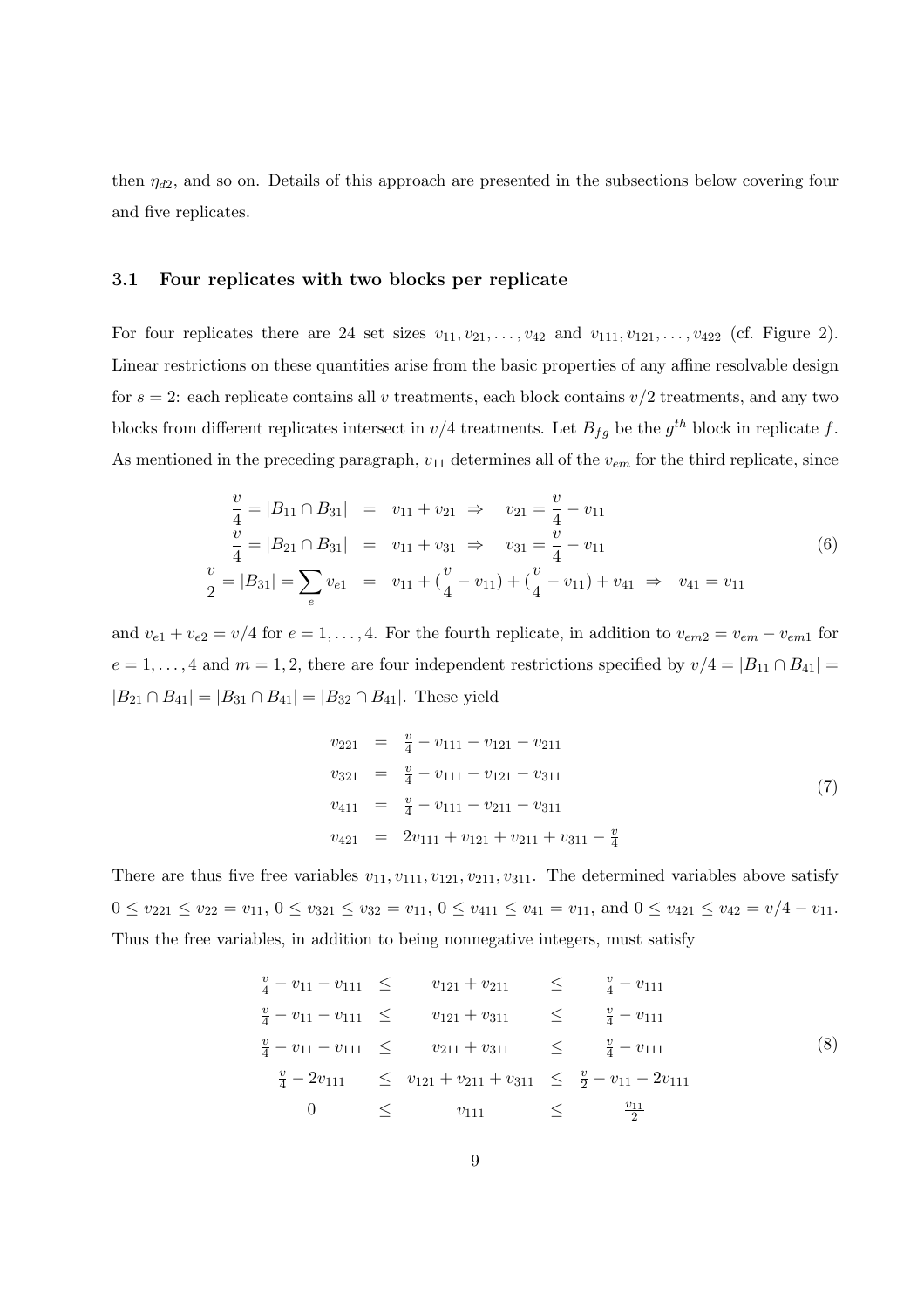then $\eta_{d2}$, and so on. Details of this approach are presented in the subsections below covering four and five replicates.

### 3.1 Four replicates with two blocks per replicate

For four replicates there are 24 set sizes $v_{11}, v_{21}, \ldots, v_{42}$ and $v_{111}, v_{121}, \ldots, v_{422}$ (cf. Figure 2). Linear restrictions on these quantities arise from the basic properties of any affine resolvable design for $s = 2$: each replicate contains all $v$ treatments, each block contains $v/2$ treatments, and any two blocks from different replicates intersect in $v/4$ treatments. Let $B_{fg}$ be the $g^{th}$ block in replicate $f$. As mentioned in the preceding paragraph, $v_{11}$ determines all of the $v_{em}$ for the third replicate, since

$$
\begin{aligned}
\frac{v}{4} = |B_{11} \cap B_{31}| &= v_{11} + v_{21} \;\Rightarrow\; v_{21} = \frac{v}{4} - v_{11} \\
\frac{v}{4} = |B_{21} \cap B_{31}| &= v_{11} + v_{31} \;\Rightarrow\; v_{31} = \frac{v}{4} - v_{11} \\
\frac{v}{2} = |B_{31}| = \sum_e v_{e1} &= v_{11} + (\frac{v}{4} - v_{11}) + (\frac{v}{4} - v_{11}) + v_{41} \;\Rightarrow\; v_{41} = v_{11}
\end{aligned}
\tag{6}
$$

and $v_{e1} + v_{e2} = v/4$ for $e = 1, \ldots, 4$. For the fourth replicate, in addition to $v_{em2} = v_{em} - v_{em1}$ for $e = 1, \ldots, 4$ and $m = 1, 2$, there are four independent restrictions specified by $v/4 = |B_{11} \cap B_{41}| = |B_{21} \cap B_{41}| = |B_{31} \cap B_{41}| = |B_{32} \cap B_{41}|$. These yield

$$
\begin{aligned}
v_{221} &= \tfrac{v}{4} - v_{111} - v_{121} - v_{211} \\
v_{321} &= \tfrac{v}{4} - v_{111} - v_{121} - v_{311} \\
v_{411} &= \tfrac{v}{4} - v_{111} - v_{211} - v_{311} \\
v_{421} &= 2v_{111} + v_{121} + v_{211} + v_{311} - \tfrac{v}{4}
\end{aligned}
\tag{7}
$$

There are thus five free variables $v_{11}, v_{111}, v_{121}, v_{211}, v_{311}$. The determined variables above satisfy $0 \le v_{221} \le v_{22} = v_{11}$, $0 \le v_{321} \le v_{32} = v_{11}$, $0 \le v_{411} \le v_{41} = v_{11}$, and $0 \le v_{421} \le v_{42} = v/4 - v_{11}$. Thus the free variables, in addition to being nonnegative integers, must satisfy

$$
\begin{array}{rcccl}
\frac{v}{4} - v_{11} - v_{111} & \le & v_{121} + v_{211} & \le & \frac{v}{4} - v_{111} \\
\frac{v}{4} - v_{11} - v_{111} & \le & v_{121} + v_{311} & \le & \frac{v}{4} - v_{111} \\
\frac{v}{4} - v_{11} - v_{111} & \le & v_{211} + v_{311} & \le & \frac{v}{4} - v_{111} \\
\frac{v}{4} - 2v_{111} & \le & v_{121} + v_{211} + v_{311} & \le & \frac{v}{2} - v_{11} - 2v_{111} \\
0 & \le & v_{111} & \le & \frac{v_{11}}{2}
\end{array}
\tag{8}
$$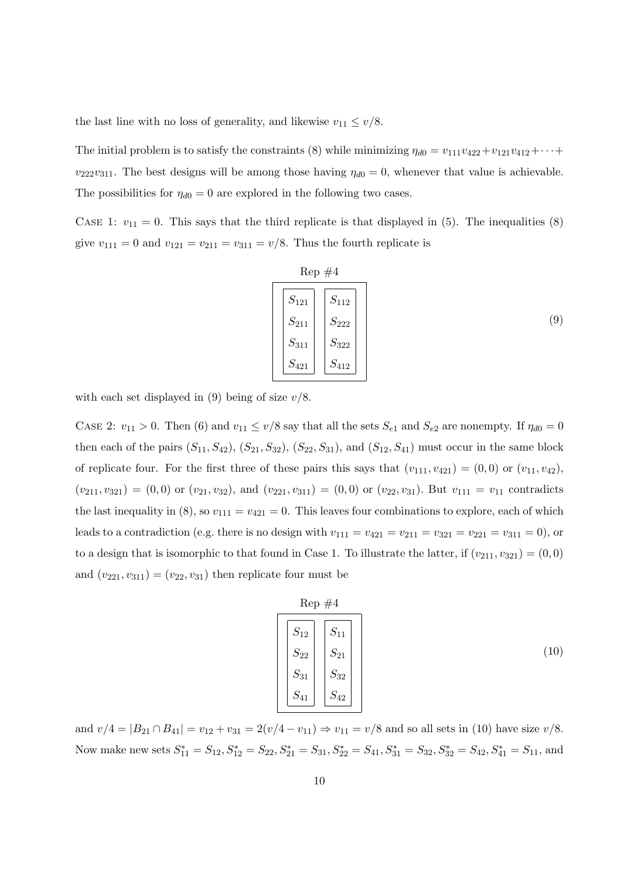the last line with no loss of generality, and likewise $v_{11} \leq v/8$.

The initial problem is to satisfy the constraints (8) while minimizing $\eta_{d0} = v_{111}v_{422} + v_{121}v_{412} + \cdots + v_{222}v_{311}$. The best designs will be among those having $\eta_{d0} = 0$, whenever that value is achievable. The possibilities for $\eta_{d0} = 0$ are explored in the following two cases.

CASE 1: $v_{11} = 0$. This says that the third replicate is that displayed in (5). The inequalities (8) give $v_{111} = 0$ and $v_{121} = v_{211} = v_{311} = v/8$. Thus the fourth replicate is

$$
\text{Rep \#4} \qquad \begin{array}{|c|c|} \hline S_{121} & S_{112} \\ S_{211} & S_{222} \\ S_{311} & S_{322} \\ S_{421} & S_{412} \\ \hline \end{array} \tag{9}
$$

with each set displayed in (9) being of size $v/8$.

CASE 2: $v_{11} > 0$. Then (6) and $v_{11} \leq v/8$ say that all the sets $S_{e1}$ and $S_{e2}$ are nonempty. If $\eta_{d0} = 0$ then each of the pairs $(S_{11}, S_{42})$, $(S_{21}, S_{32})$, $(S_{22}, S_{31})$, and $(S_{12}, S_{41})$ must occur in the same block of replicate four. For the first three of these pairs this says that $(v_{111}, v_{421}) = (0, 0)$ or $(v_{11}, v_{42})$, $(v_{211}, v_{321}) = (0, 0)$ or $(v_{21}, v_{32})$, and $(v_{221}, v_{311}) = (0, 0)$ or $(v_{22}, v_{31})$. But $v_{111} = v_{11}$ contradicts the last inequality in (8), so $v_{111} = v_{421} = 0$. This leaves four combinations to explore, each of which leads to a contradiction (e.g. there is no design with $v_{111} = v_{421} = v_{211} = v_{321} = v_{221} = v_{311} = 0$), or to a design that is isomorphic to that found in Case 1. To illustrate the latter, if $(v_{211}, v_{321}) = (0, 0)$ and $(v_{221}, v_{311}) = (v_{22}, v_{31})$ then replicate four must be

$$
\text{Rep \#4} \qquad \begin{array}{|c|c|} \hline S_{12} & S_{11} \\ S_{22} & S_{21} \\ S_{31} & S_{32} \\ S_{41} & S_{42} \\ \hline \end{array} \tag{10}
$$

and $v/4 = |B_{21} \cap B_{41}| = v_{12} + v_{31} = 2(v/4 - v_{11}) \Rightarrow v_{11} = v/8$ and so all sets in (10) have size $v/8$. Now make new sets $S^*_{11} = S_{12}, S^*_{12} = S_{22}, S^*_{21} = S_{31}, S^*_{22} = S_{41}, S^*_{31} = S_{32}, S^*_{32} = S_{42}, S^*_{41} = S_{11}$, and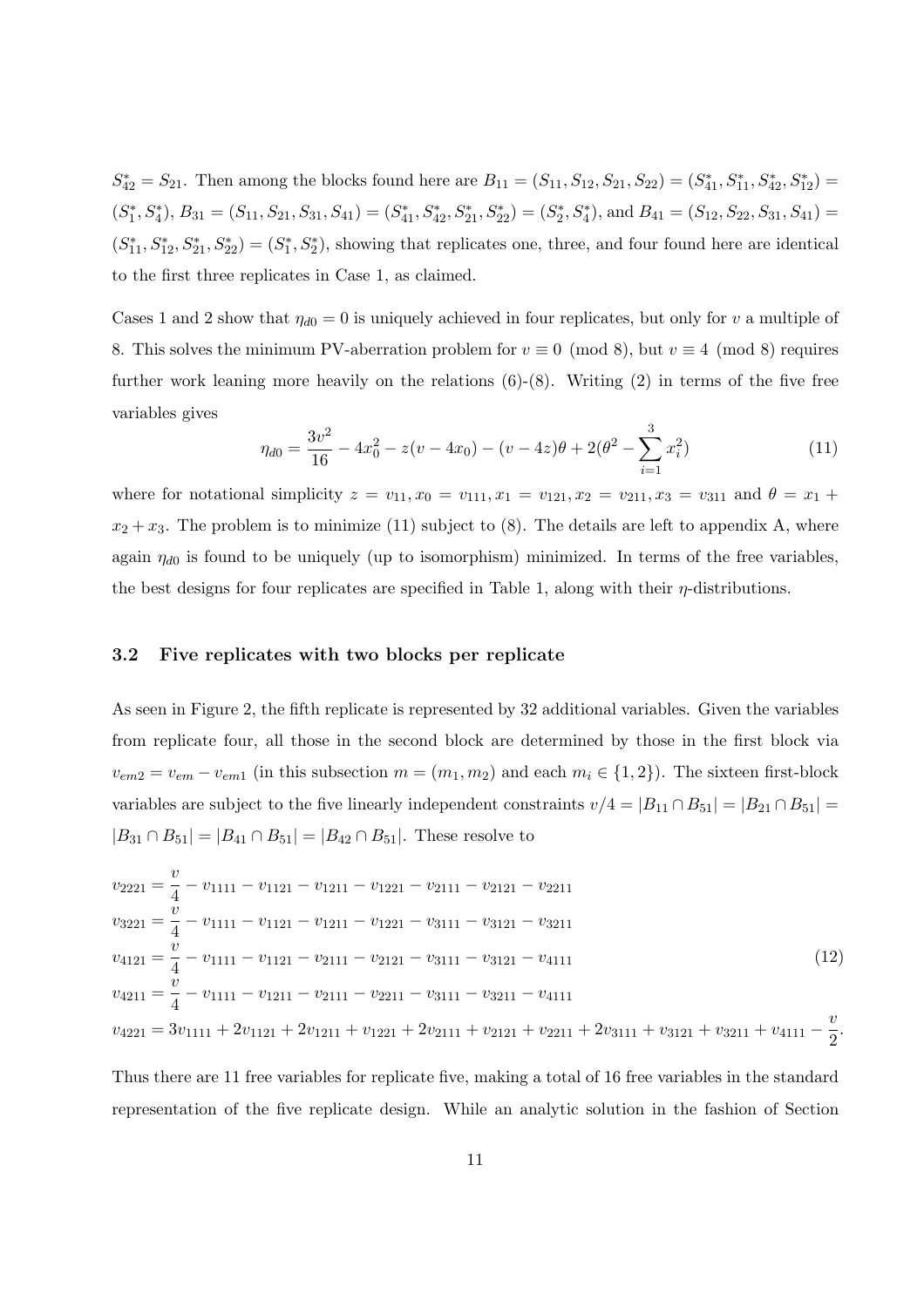$S^*_{42} = S_{21}$. Then among the blocks found here are $B_{11} = (S_{11}, S_{12}, S_{21}, S_{22}) = (S^*_{41}, S^*_{11}, S^*_{42}, S^*_{12}) = (S^*_1, S^*_4)$, $B_{31} = (S_{11}, S_{21}, S_{31}, S_{41}) = (S^*_{41}, S^*_{42}, S^*_{21}, S^*_{22}) = (S^*_2, S^*_4)$, and $B_{41} = (S_{12}, S_{22}, S_{31}, S_{41}) = (S^*_{11}, S^*_{12}, S^*_{21}, S^*_{22}) = (S^*_1, S^*_2)$, showing that replicates one, three, and four found here are identical to the first three replicates in Case 1, as claimed.

Cases 1 and 2 show that $\eta_{d0} = 0$ is uniquely achieved in four replicates, but only for $v$ a multiple of 8. This solves the minimum PV-aberration problem for $v \equiv 0 \pmod 8$, but $v \equiv 4 \pmod 8$ requires further work leaning more heavily on the relations (6)-(8). Writing (2) in terms of the five free variables gives

$$\eta_{d0} = \frac{3v^2}{16} - 4x_0^2 - z(v - 4x_0) - (v - 4z)\theta + 2(\theta^2 - \sum_{i=1}^{3} x_i^2) \tag{11}$$

where for notational simplicity $z = v_{11}, x_0 = v_{111}, x_1 = v_{121}, x_2 = v_{211}, x_3 = v_{311}$ and $\theta = x_1 + x_2 + x_3$. The problem is to minimize (11) subject to (8). The details are left to appendix A, where again $\eta_{d0}$ is found to be uniquely (up to isomorphism) minimized. In terms of the free variables, the best designs for four replicates are specified in Table 1, along with their $\eta$-distributions.

### 3.2 Five replicates with two blocks per replicate

As seen in Figure 2, the fifth replicate is represented by 32 additional variables. Given the variables from replicate four, all those in the second block are determined by those in the first block via $v_{em2} = v_{em} - v_{em1}$ (in this subsection $m = (m_1, m_2)$ and each $m_i \in \{1, 2\}$). The sixteen first-block variables are subject to the five linearly independent constraints $v/4 = |B_{11} \cap B_{51}| = |B_{21} \cap B_{51}| = |B_{31} \cap B_{51}| = |B_{41} \cap B_{51}| = |B_{42} \cap B_{51}|$. These resolve to

$$\begin{aligned}
v_{2221} &= \frac{v}{4} - v_{1111} - v_{1121} - v_{1211} - v_{1221} - v_{2111} - v_{2121} - v_{2211} \\
v_{3221} &= \frac{v}{4} - v_{1111} - v_{1121} - v_{1211} - v_{1221} - v_{3111} - v_{3121} - v_{3211} \\
v_{4121} &= \frac{v}{4} - v_{1111} - v_{1121} - v_{2111} - v_{2121} - v_{3111} - v_{3121} - v_{4111} \\
v_{4211} &= \frac{v}{4} - v_{1111} - v_{1211} - v_{2111} - v_{2211} - v_{3111} - v_{3211} - v_{4111} \\
v_{4221} &= 3v_{1111} + 2v_{1121} + 2v_{1211} + v_{1221} + 2v_{2111} + v_{2121} + v_{2211} + 2v_{3111} + v_{3121} + v_{3211} + v_{4111} - \frac{v}{2}.
\end{aligned} \tag{12}$$

Thus there are 11 free variables for replicate five, making a total of 16 free variables in the standard representation of the five replicate design. While an analytic solution in the fashion of Section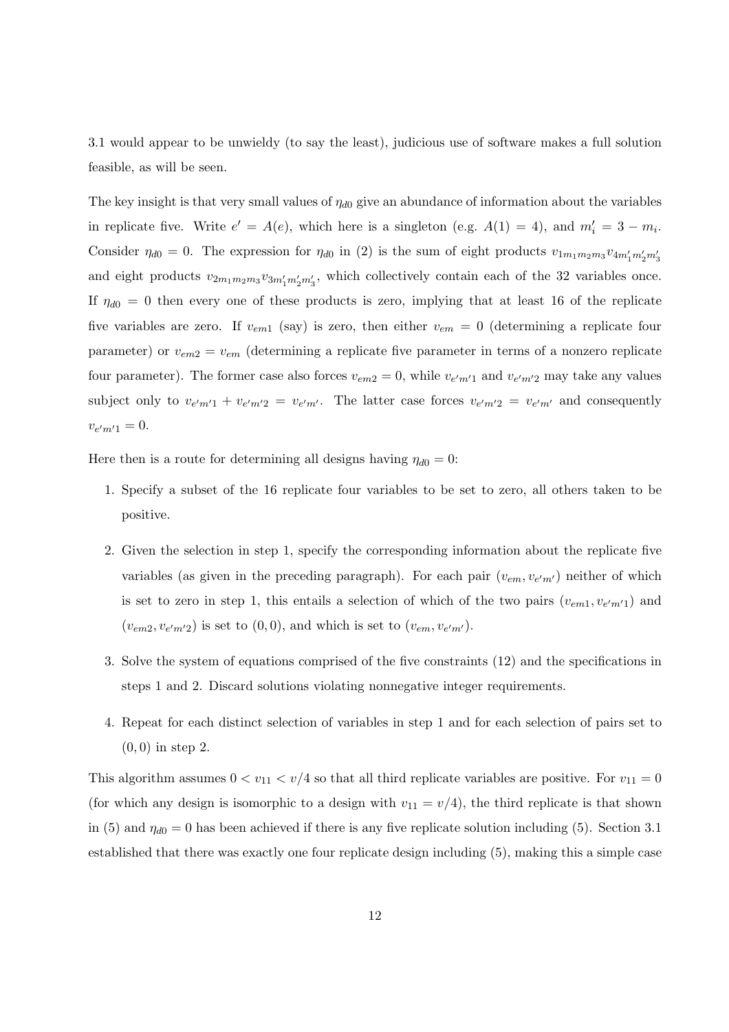3.1 would appear to be unwieldy (to say the least), judicious use of software makes a full solution feasible, as will be seen.

The key insight is that very small values of $\eta_{d0}$ give an abundance of information about the variables in replicate five. Write $e' = A(e)$, which here is a singleton (e.g. $A(1) = 4$), and $m_i' = 3 - m_i$. Consider $\eta_{d0} = 0$. The expression for $\eta_{d0}$ in (2) is the sum of eight products $v_{1m_1m_2m_3}v_{4m_1'm_2'm_3'}$ and eight products $v_{2m_1m_2m_3}v_{3m_1'm_2'm_3'}$, which collectively contain each of the 32 variables once. If $\eta_{d0} = 0$ then every one of these products is zero, implying that at least 16 of the replicate five variables are zero. If $v_{em1}$ (say) is zero, then either $v_{em} = 0$ (determining a replicate four parameter) or $v_{em2} = v_{em}$ (determining a replicate five parameter in terms of a nonzero replicate four parameter). The former case also forces $v_{em2} = 0$, while $v_{e'm'1}$ and $v_{e'm'2}$ may take any values subject only to $v_{e'm'1} + v_{e'm'2} = v_{e'm'}$. The latter case forces $v_{e'm'2} = v_{e'm'}$ and consequently $v_{e'm'1} = 0$.

Here then is a route for determining all designs having $\eta_{d0} = 0$:

1. Specify a subset of the 16 replicate four variables to be set to zero, all others taken to be positive.
2. Given the selection in step 1, specify the corresponding information about the replicate five variables (as given in the preceding paragraph). For each pair $(v_{em}, v_{e'm'})$ neither of which is set to zero in step 1, this entails a selection of which of the two pairs $(v_{em1}, v_{e'm'1})$ and $(v_{em2}, v_{e'm'2})$ is set to $(0, 0)$, and which is set to $(v_{em}, v_{e'm'})$.
3. Solve the system of equations comprised of the five constraints (12) and the specifications in steps 1 and 2. Discard solutions violating nonnegative integer requirements.
4. Repeat for each distinct selection of variables in step 1 and for each selection of pairs set to $(0, 0)$ in step 2.

This algorithm assumes $0 < v_{11} < v/4$ so that all third replicate variables are positive. For $v_{11} = 0$ (for which any design is isomorphic to a design with $v_{11} = v/4$), the third replicate is that shown in (5) and $\eta_{d0} = 0$ has been achieved if there is any five replicate solution including (5). Section 3.1 established that there was exactly one four replicate design including (5), making this a simple case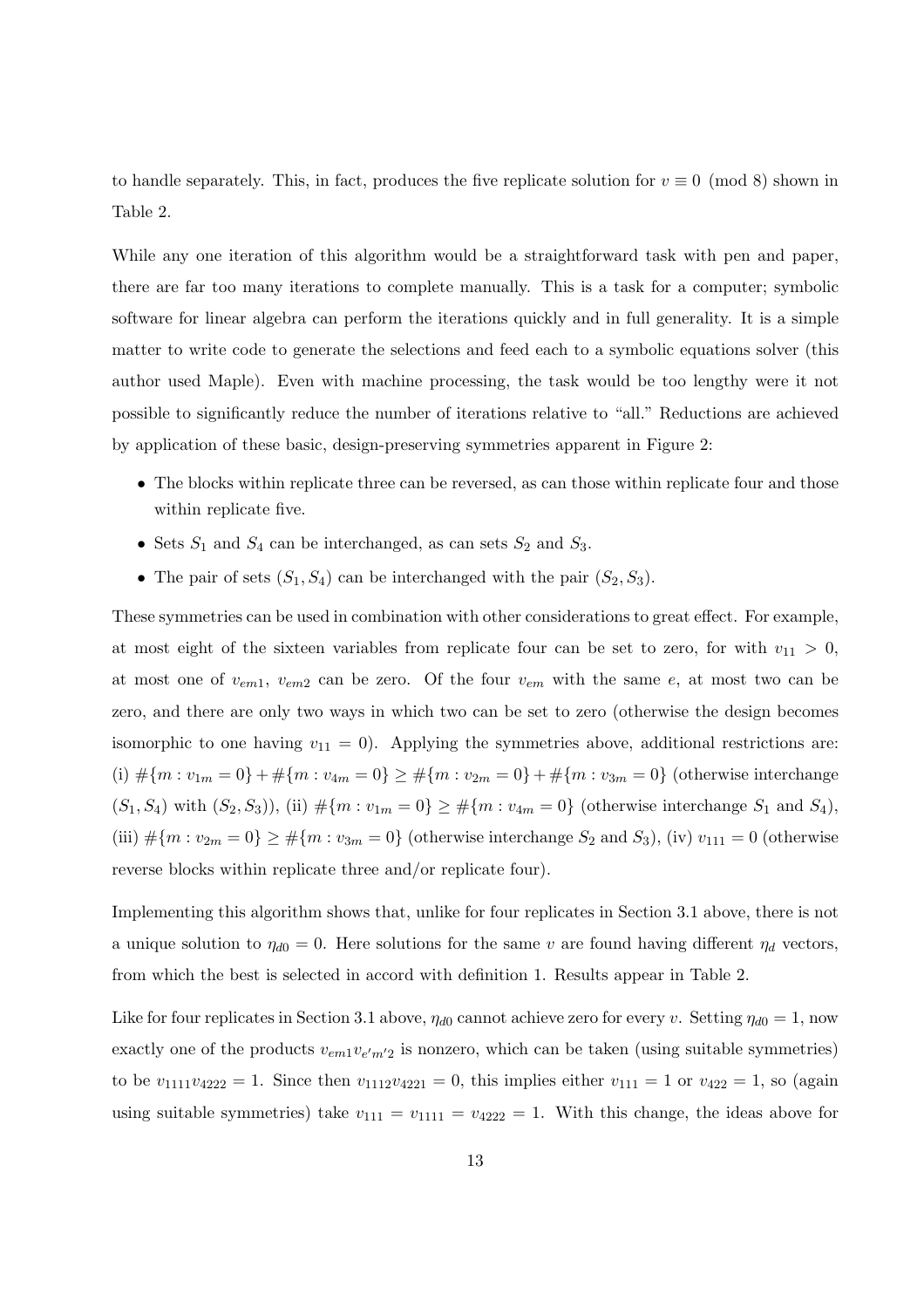to handle separately. This, in fact, produces the five replicate solution for $v \equiv 0 \pmod 8$ shown in Table 2.

While any one iteration of this algorithm would be a straightforward task with pen and paper, there are far too many iterations to complete manually. This is a task for a computer; symbolic software for linear algebra can perform the iterations quickly and in full generality. It is a simple matter to write code to generate the selections and feed each to a symbolic equations solver (this author used Maple). Even with machine processing, the task would be too lengthy were it not possible to significantly reduce the number of iterations relative to "all." Reductions are achieved by application of these basic, design-preserving symmetries apparent in Figure 2:

- The blocks within replicate three can be reversed, as can those within replicate four and those within replicate five.
- Sets $S_1$ and $S_4$ can be interchanged, as can sets $S_2$ and $S_3$.
- The pair of sets $(S_1, S_4)$ can be interchanged with the pair $(S_2, S_3)$.

These symmetries can be used in combination with other considerations to great effect. For example, at most eight of the sixteen variables from replicate four can be set to zero, for with $v_{11} > 0$, at most one of $v_{em1}$, $v_{em2}$ can be zero. Of the four $v_{em}$ with the same $e$, at most two can be zero, and there are only two ways in which two can be set to zero (otherwise the design becomes isomorphic to one having $v_{11} = 0$). Applying the symmetries above, additional restrictions are: (i) $\#\{m : v_{1m} = 0\} + \#\{m : v_{4m} = 0\} \geq \#\{m : v_{2m} = 0\} + \#\{m : v_{3m} = 0\}$ (otherwise interchange $(S_1, S_4)$ with $(S_2, S_3)$), (ii) $\#\{m : v_{1m} = 0\} \geq \#\{m : v_{4m} = 0\}$ (otherwise interchange $S_1$ and $S_4$), (iii) $\#\{m : v_{2m} = 0\} \geq \#\{m : v_{3m} = 0\}$ (otherwise interchange $S_2$ and $S_3$), (iv) $v_{111} = 0$ (otherwise reverse blocks within replicate three and/or replicate four).

Implementing this algorithm shows that, unlike for four replicates in Section 3.1 above, there is not a unique solution to $\eta_{d0} = 0$. Here solutions for the same $v$ are found having different $\eta_d$ vectors, from which the best is selected in accord with definition 1. Results appear in Table 2.

Like for four replicates in Section 3.1 above, $\eta_{d0}$ cannot achieve zero for every $v$. Setting $\eta_{d0} = 1$, now exactly one of the products $v_{em1}v_{e'm'2}$ is nonzero, which can be taken (using suitable symmetries) to be $v_{1111}v_{4222} = 1$. Since then $v_{1112}v_{4221} = 0$, this implies either $v_{111} = 1$ or $v_{422} = 1$, so (again using suitable symmetries) take $v_{111} = v_{1111} = v_{4222} = 1$. With this change, the ideas above for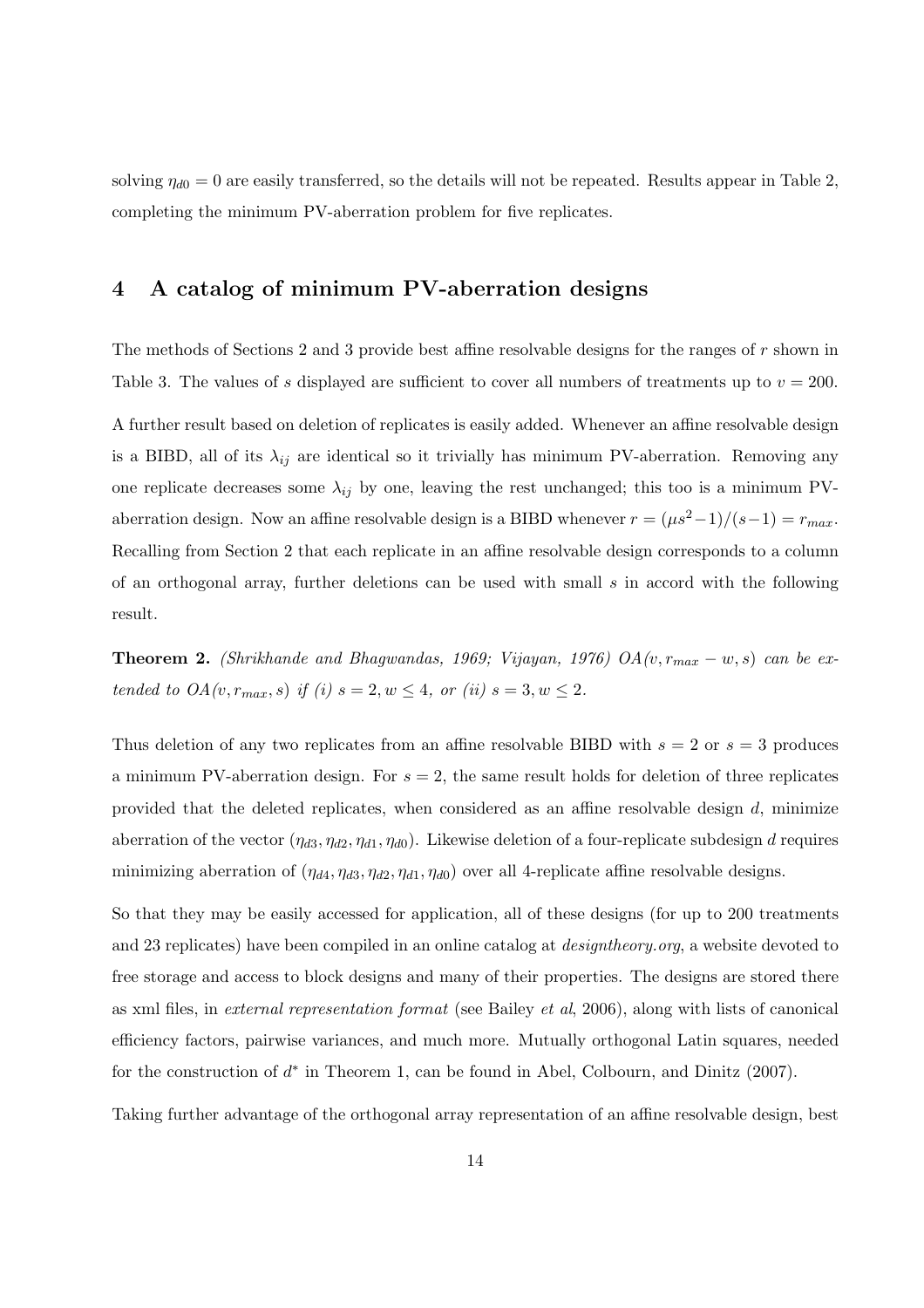solving $\eta_{d0} = 0$ are easily transferred, so the details will not be repeated. Results appear in Table 2, completing the minimum PV-aberration problem for five replicates.

## 4 A catalog of minimum PV-aberration designs

The methods of Sections 2 and 3 provide best affine resolvable designs for the ranges of $r$ shown in Table 3. The values of $s$ displayed are sufficient to cover all numbers of treatments up to $v = 200$.

A further result based on deletion of replicates is easily added. Whenever an affine resolvable design is a BIBD, all of its $\lambda_{ij}$ are identical so it trivially has minimum PV-aberration. Removing any one replicate decreases some $\lambda_{ij}$ by one, leaving the rest unchanged; this too is a minimum PV-aberration design. Now an affine resolvable design is a BIBD whenever $r = (\mu s^2 - 1)/(s-1) = r_{max}$. Recalling from Section 2 that each replicate in an affine resolvable design corresponds to a column of an orthogonal array, further deletions can be used with small $s$ in accord with the following result.

**Theorem 2.** *(Shrikhande and Bhagwandas, 1969; Vijayan, 1976) $OA(v, r_{max} - w, s)$ can be extended to $OA(v, r_{max}, s)$ if (i) $s = 2, w \leq 4$, or (ii) $s = 3, w \leq 2$.*

Thus deletion of any two replicates from an affine resolvable BIBD with $s = 2$ or $s = 3$ produces a minimum PV-aberration design. For $s = 2$, the same result holds for deletion of three replicates provided that the deleted replicates, when considered as an affine resolvable design $d$, minimize aberration of the vector $(\eta_{d3}, \eta_{d2}, \eta_{d1}, \eta_{d0})$. Likewise deletion of a four-replicate subdesign $d$ requires minimizing aberration of $(\eta_{d4}, \eta_{d3}, \eta_{d2}, \eta_{d1}, \eta_{d0})$ over all 4-replicate affine resolvable designs.

So that they may be easily accessed for application, all of these designs (for up to 200 treatments and 23 replicates) have been compiled in an online catalog at *designtheory.org*, a website devoted to free storage and access to block designs and many of their properties. The designs are stored there as xml files, in *external representation format* (see Bailey *et al*, 2006), along with lists of canonical efficiency factors, pairwise variances, and much more. Mutually orthogonal Latin squares, needed for the construction of $d^*$ in Theorem 1, can be found in Abel, Colbourn, and Dinitz (2007).

Taking further advantage of the orthogonal array representation of an affine resolvable design, best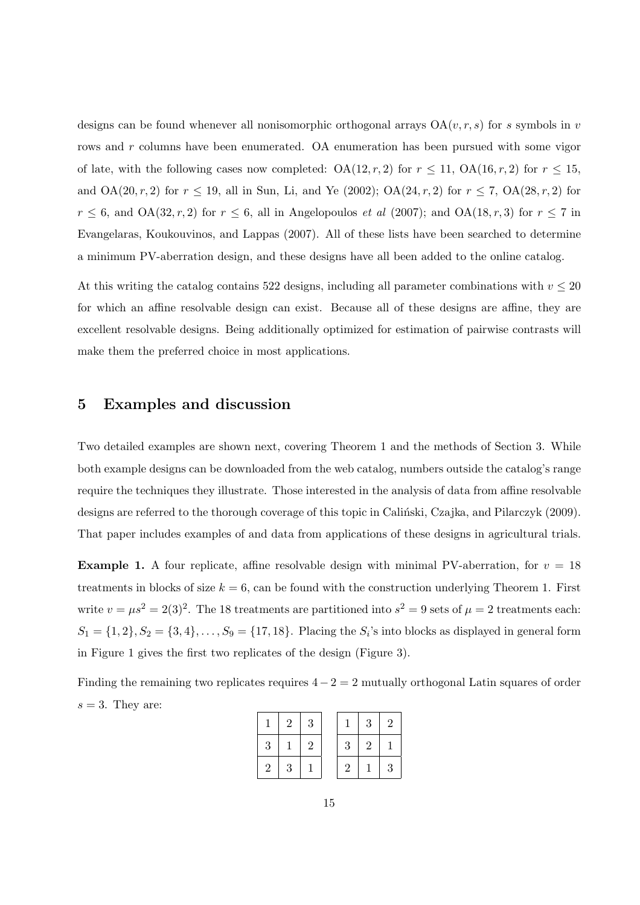designs can be found whenever all nonisomorphic orthogonal arrays $\mathrm{OA}(v, r, s)$ for $s$ symbols in $v$ rows and $r$ columns have been enumerated. OA enumeration has been pursued with some vigor of late, with the following cases now completed: $\mathrm{OA}(12, r, 2)$ for $r \leq 11$, $\mathrm{OA}(16, r, 2)$ for $r \leq 15$, and $\mathrm{OA}(20, r, 2)$ for $r \leq 19$, all in Sun, Li, and Ye (2002); $\mathrm{OA}(24, r, 2)$ for $r \leq 7$, $\mathrm{OA}(28, r, 2)$ for $r \leq 6$, and $\mathrm{OA}(32, r, 2)$ for $r \leq 6$, all in Angelopoulos *et al* (2007); and $\mathrm{OA}(18, r, 3)$ for $r \leq 7$ in Evangelaras, Koukouvinos, and Lappas (2007). All of these lists have been searched to determine a minimum PV-aberration design, and these designs have all been added to the online catalog.

At this writing the catalog contains 522 designs, including all parameter combinations with $v \leq 20$ for which an affine resolvable design can exist. Because all of these designs are affine, they are excellent resolvable designs. Being additionally optimized for estimation of pairwise contrasts will make them the preferred choice in most applications.

## 5 Examples and discussion

Two detailed examples are shown next, covering Theorem 1 and the methods of Section 3. While both example designs can be downloaded from the web catalog, numbers outside the catalog's range require the techniques they illustrate. Those interested in the analysis of data from affine resolvable designs are referred to the thorough coverage of this topic in Caliński, Czajka, and Pilarczyk (2009). That paper includes examples of and data from applications of these designs in agricultural trials.

**Example 1.** A four replicate, affine resolvable design with minimal PV-aberration, for $v = 18$ treatments in blocks of size $k = 6$, can be found with the construction underlying Theorem 1. First write $v = \mu s^2 = 2(3)^2$. The 18 treatments are partitioned into $s^2 = 9$ sets of $\mu = 2$ treatments each: $S_1 = \{1, 2\}, S_2 = \{3, 4\}, \ldots, S_9 = \{17, 18\}$. Placing the $S_i$'s into blocks as displayed in general form in Figure 1 gives the first two replicates of the design (Figure 3).

Finding the remaining two replicates requires $4 - 2 = 2$ mutually orthogonal Latin squares of order $s = 3$. They are:

| | | |
|---|---|---|
| 1 | 2 | 3 |
| 3 | 1 | 2 |
| 2 | 3 | 1 |

| | | |
|---|---|---|
| 1 | 3 | 2 |
| 3 | 2 | 1 |
| 2 | 1 | 3 |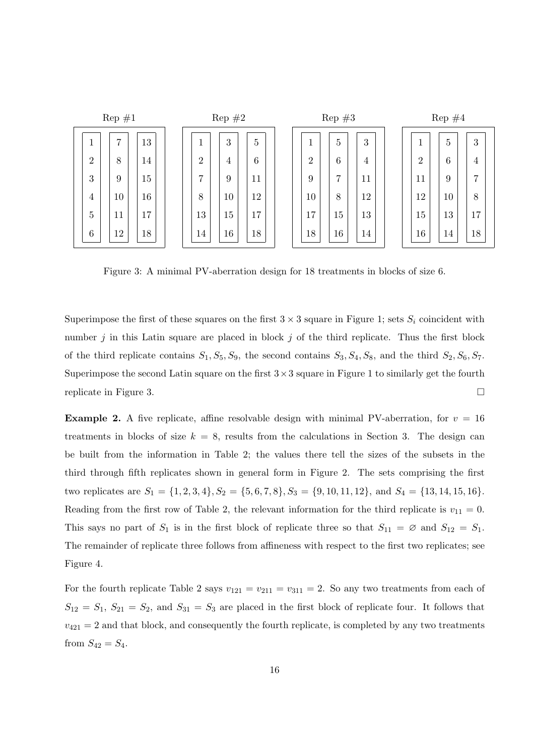| Rep #1 | | | Rep #2 | | | Rep #3 | | | Rep #4 | | |
|---|---|---|---|---|---|---|---|---|---|---|---|
| 1 | 7 | 13 | 1 | 3 | 5 | 1 | 5 | 3 | 1 | 5 | 3 |
| 2 | 8 | 14 | 2 | 4 | 6 | 2 | 6 | 4 | 2 | 6 | 4 |
| 3 | 9 | 15 | 7 | 9 | 11 | 9 | 7 | 11 | 11 | 9 | 7 |
| 4 | 10 | 16 | 8 | 10 | 12 | 10 | 8 | 12 | 12 | 10 | 8 |
| 5 | 11 | 17 | 13 | 15 | 17 | 17 | 15 | 13 | 15 | 13 | 17 |
| 6 | 12 | 18 | 14 | 16 | 18 | 18 | 16 | 14 | 16 | 14 | 18 |

Figure 3: A minimal PV-aberration design for 18 treatments in blocks of size 6.

Superimpose the first of these squares on the first $3 \times 3$ square in Figure 1; sets $S_i$ coincident with number $j$ in this Latin square are placed in block $j$ of the third replicate. Thus the first block of the third replicate contains $S_1, S_5, S_9$, the second contains $S_3, S_4, S_8$, and the third $S_2, S_6, S_7$. Superimpose the second Latin square on the first $3 \times 3$ square in Figure 1 to similarly get the fourth replicate in Figure 3. □

**Example 2.** A five replicate, affine resolvable design with minimal PV-aberration, for $v = 16$ treatments in blocks of size $k = 8$, results from the calculations in Section 3. The design can be built from the information in Table 2; the values there tell the sizes of the subsets in the third through fifth replicates shown in general form in Figure 2. The sets comprising the first two replicates are $S_1 = \{1, 2, 3, 4\}, S_2 = \{5, 6, 7, 8\}, S_3 = \{9, 10, 11, 12\}$, and $S_4 = \{13, 14, 15, 16\}$. Reading from the first row of Table 2, the relevant information for the third replicate is $v_{11} = 0$. This says no part of $S_1$ is in the first block of replicate three so that $S_{11} = \varnothing$ and $S_{12} = S_1$. The remainder of replicate three follows from affineness with respect to the first two replicates; see Figure 4.

For the fourth replicate Table 2 says $v_{121} = v_{211} = v_{311} = 2$. So any two treatments from each of $S_{12} = S_1$, $S_{21} = S_2$, and $S_{31} = S_3$ are placed in the first block of replicate four. It follows that $v_{421} = 2$ and that block, and consequently the fourth replicate, is completed by any two treatments from $S_{42} = S_4$.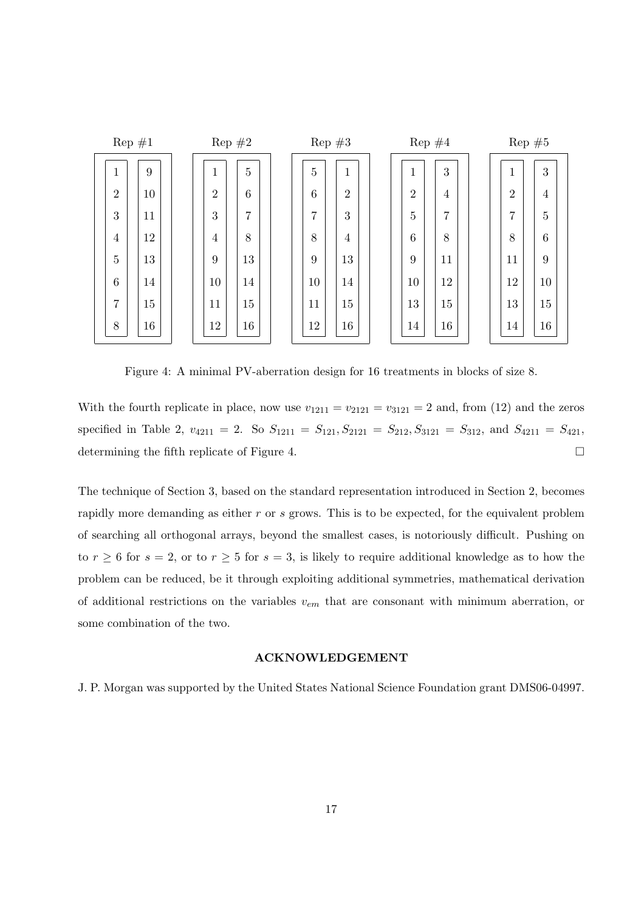| Rep #1 | | Rep #2 | | Rep #3 | | Rep #4 | | Rep #5 | |
|---|---|---|---|---|---|---|---|---|---|
| 1 | 9 | 1 | 5 | 5 | 1 | 1 | 3 | 1 | 3 |
| 2 | 10 | 2 | 6 | 6 | 2 | 2 | 4 | 2 | 4 |
| 3 | 11 | 3 | 7 | 7 | 3 | 5 | 7 | 7 | 5 |
| 4 | 12 | 4 | 8 | 8 | 4 | 6 | 8 | 8 | 6 |
| 5 | 13 | 9 | 13 | 9 | 13 | 9 | 11 | 11 | 9 |
| 6 | 14 | 10 | 14 | 10 | 14 | 10 | 12 | 12 | 10 |
| 7 | 15 | 11 | 15 | 11 | 15 | 13 | 15 | 13 | 15 |
| 8 | 16 | 12 | 16 | 12 | 16 | 14 | 16 | 14 | 16 |

Figure 4: A minimal PV-aberration design for 16 treatments in blocks of size 8.

With the fourth replicate in place, now use $v_{1211} = v_{2121} = v_{3121} = 2$ and, from (12) and the zeros specified in Table 2, $v_{4211} = 2$. So $S_{1211} = S_{121}, S_{2121} = S_{212}, S_{3121} = S_{312}$, and $S_{4211} = S_{421}$, determining the fifth replicate of Figure 4. □

The technique of Section 3, based on the standard representation introduced in Section 2, becomes rapidly more demanding as either $r$ or $s$ grows. This is to be expected, for the equivalent problem of searching all orthogonal arrays, beyond the smallest cases, is notoriously difficult. Pushing on to $r \geq 6$ for $s = 2$, or to $r \geq 5$ for $s = 3$, is likely to require additional knowledge as to how the problem can be reduced, be it through exploiting additional symmetries, mathematical derivation of additional restrictions on the variables $v_{em}$ that are consonant with minimum aberration, or some combination of the two.

## ACKNOWLEDGEMENT

J. P. Morgan was supported by the United States National Science Foundation grant DMS06-04997.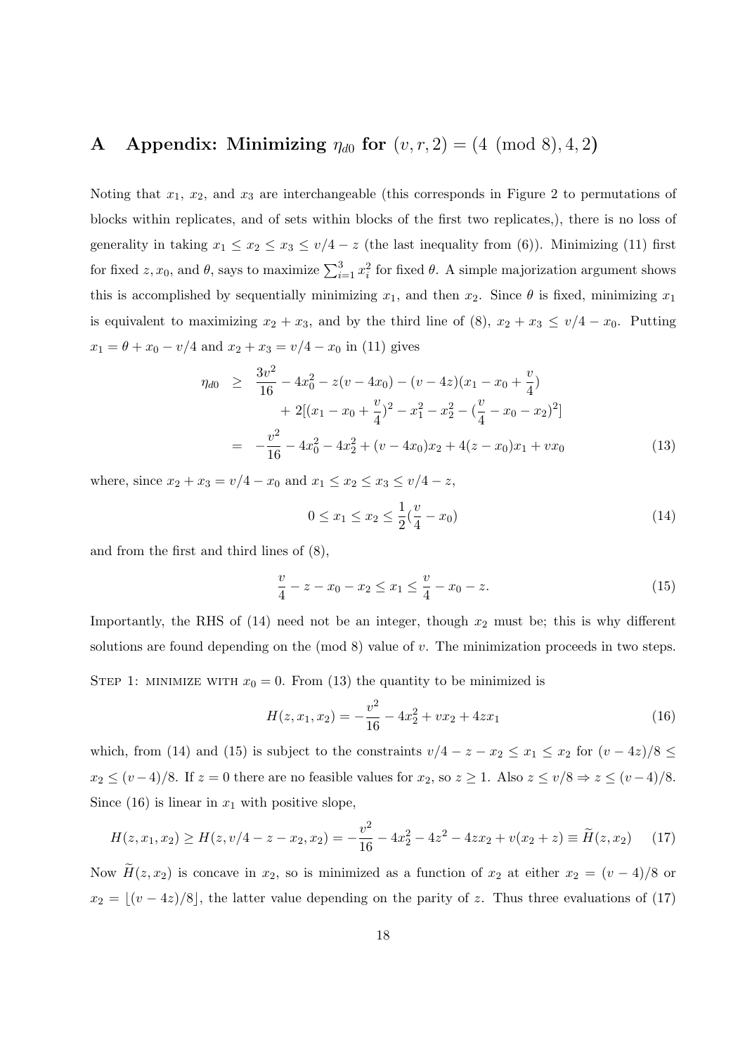# A Appendix: Minimizing $\eta_{d0}$ for $(v, r, 2) = (4 \pmod 8), 4, 2)$

Noting that $x_1$, $x_2$, and $x_3$ are interchangeable (this corresponds in Figure 2 to permutations of blocks within replicates, and of sets within blocks of the first two replicates,), there is no loss of generality in taking $x_1 \leq x_2 \leq x_3 \leq v/4 - z$ (the last inequality from (6)). Minimizing (11) first for fixed $z, x_0$, and $\theta$, says to maximize $\sum_{i=1}^{3} x_i^2$ for fixed $\theta$. A simple majorization argument shows this is accomplished by sequentially minimizing $x_1$, and then $x_2$. Since $\theta$ is fixed, minimizing $x_1$ is equivalent to maximizing $x_2 + x_3$, and by the third line of (8), $x_2 + x_3 \leq v/4 - x_0$. Putting $x_1 = \theta + x_0 - v/4$ and $x_2 + x_3 = v/4 - x_0$ in (11) gives

$$
\begin{aligned}
\eta_{d0} \;&\geq\; \frac{3v^2}{16} - 4x_0^2 - z(v - 4x_0) - (v - 4z)(x_1 - x_0 + \frac{v}{4}) \\
&\qquad + 2[(x_1 - x_0 + \frac{v}{4})^2 - x_1^2 - x_2^2 - (\frac{v}{4} - x_0 - x_2)^2] \\
&= -\frac{v^2}{16} - 4x_0^2 - 4x_2^2 + (v - 4x_0)x_2 + 4(z - x_0)x_1 + vx_0 \qquad (13)
\end{aligned}
$$

where, since $x_2 + x_3 = v/4 - x_0$ and $x_1 \leq x_2 \leq x_3 \leq v/4 - z$,

$$
0 \leq x_1 \leq x_2 \leq \frac{1}{2}(\frac{v}{4} - x_0) \qquad (14)
$$

and from the first and third lines of (8),

$$
\frac{v}{4} - z - x_0 - x_2 \leq x_1 \leq \frac{v}{4} - x_0 - z. \qquad (15)
$$

Importantly, the RHS of (14) need not be an integer, though $x_2$ must be; this is why different solutions are found depending on the (mod 8) value of $v$. The minimization proceeds in two steps.

Step 1: minimize with $x_0 = 0$. From (13) the quantity to be minimized is

$$
H(z, x_1, x_2) = -\frac{v^2}{16} - 4x_2^2 + vx_2 + 4zx_1 \qquad (16)
$$

which, from (14) and (15) is subject to the constraints $v/4 - z - x_2 \leq x_1 \leq x_2$ for $(v - 4z)/8 \leq x_2 \leq (v-4)/8$. If $z = 0$ there are no feasible values for $x_2$, so $z \geq 1$. Also $z \leq v/8 \Rightarrow z \leq (v-4)/8$. Since (16) is linear in $x_1$ with positive slope,

$$
H(z, x_1, x_2) \geq H(z, v/4 - z - x_2, x_2) = -\frac{v^2}{16} - 4x_2^2 - 4z^2 - 4zx_2 + v(x_2 + z) \equiv \widetilde{H}(z, x_2) \qquad (17)
$$

Now $\widetilde{H}(z, x_2)$ is concave in $x_2$, so is minimized as a function of $x_2$ at either $x_2 = (v-4)/8$ or $x_2 = \lfloor (v - 4z)/8 \rfloor$, the latter value depending on the parity of $z$. Thus three evaluations of (17)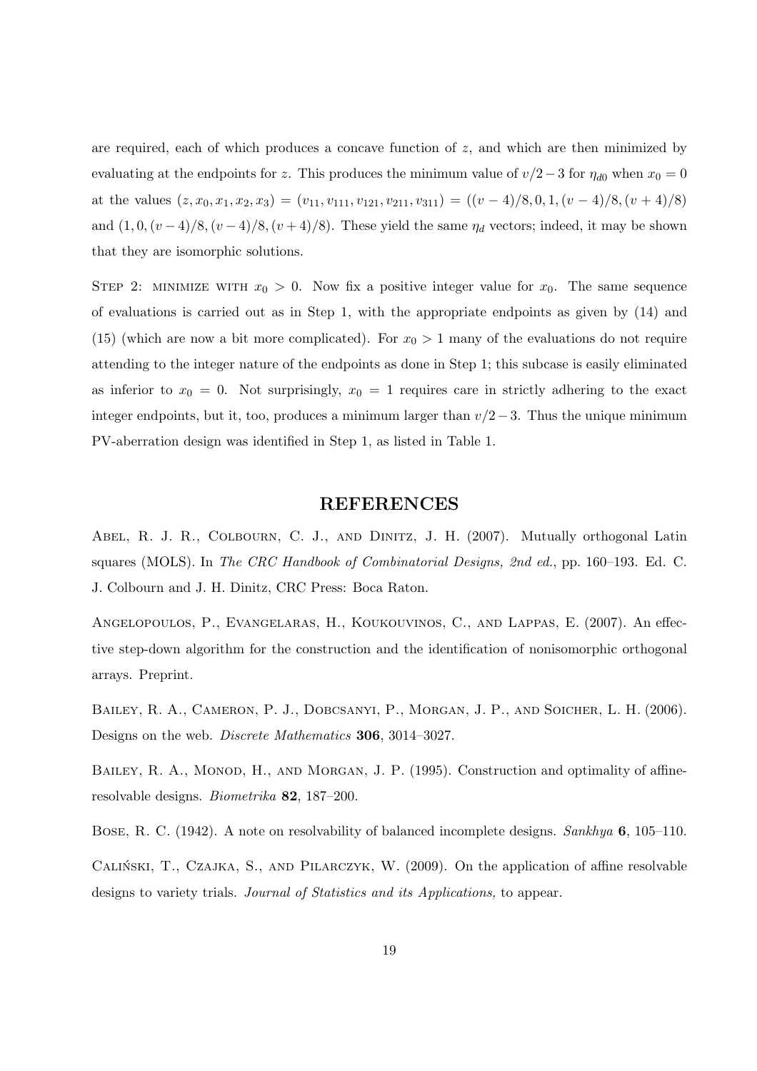are required, each of which produces a concave function of $z$, and which are then minimized by evaluating at the endpoints for $z$. This produces the minimum value of $v/2-3$ for $\eta_{d0}$ when $x_0 = 0$ at the values $(z, x_0, x_1, x_2, x_3) = (v_{11}, v_{111}, v_{121}, v_{211}, v_{311}) = ((v-4)/8, 0, 1, (v-4)/8, (v+4)/8)$ and $(1, 0, (v-4)/8, (v-4)/8, (v+4)/8)$. These yield the same $\eta_d$ vectors; indeed, it may be shown that they are isomorphic solutions.

STEP 2: MINIMIZE WITH $x_0 > 0$. Now fix a positive integer value for $x_0$. The same sequence of evaluations is carried out as in Step 1, with the appropriate endpoints as given by (14) and (15) (which are now a bit more complicated). For $x_0 > 1$ many of the evaluations do not require attending to the integer nature of the endpoints as done in Step 1; this subcase is easily eliminated as inferior to $x_0 = 0$. Not surprisingly, $x_0 = 1$ requires care in strictly adhering to the exact integer endpoints, but it, too, produces a minimum larger than $v/2-3$. Thus the unique minimum PV-aberration design was identified in Step 1, as listed in Table 1.

## REFERENCES

ABEL, R. J. R., COLBOURN, C. J., AND DINITZ, J. H. (2007). Mutually orthogonal Latin squares (MOLS). In *The CRC Handbook of Combinatorial Designs, 2nd ed.*, pp. 160–193. Ed. C. J. Colbourn and J. H. Dinitz, CRC Press: Boca Raton.

ANGELOPOULOS, P., EVANGELARAS, H., KOUKOUVINOS, C., AND LAPPAS, E. (2007). An effective step-down algorithm for the construction and the identification of nonisomorphic orthogonal arrays. Preprint.

BAILEY, R. A., CAMERON, P. J., DOBCSANYI, P., MORGAN, J. P., AND SOICHER, L. H. (2006). Designs on the web. *Discrete Mathematics* **306**, 3014–3027.

BAILEY, R. A., MONOD, H., AND MORGAN, J. P. (1995). Construction and optimality of affine-resolvable designs. *Biometrika* **82**, 187–200.

BOSE, R. C. (1942). A note on resolvability of balanced incomplete designs. *Sankhya* **6**, 105–110.

CALIŃSKI, T., CZAJKA, S., AND PILARCZYK, W. (2009). On the application of affine resolvable designs to variety trials. *Journal of Statistics and its Applications,* to appear.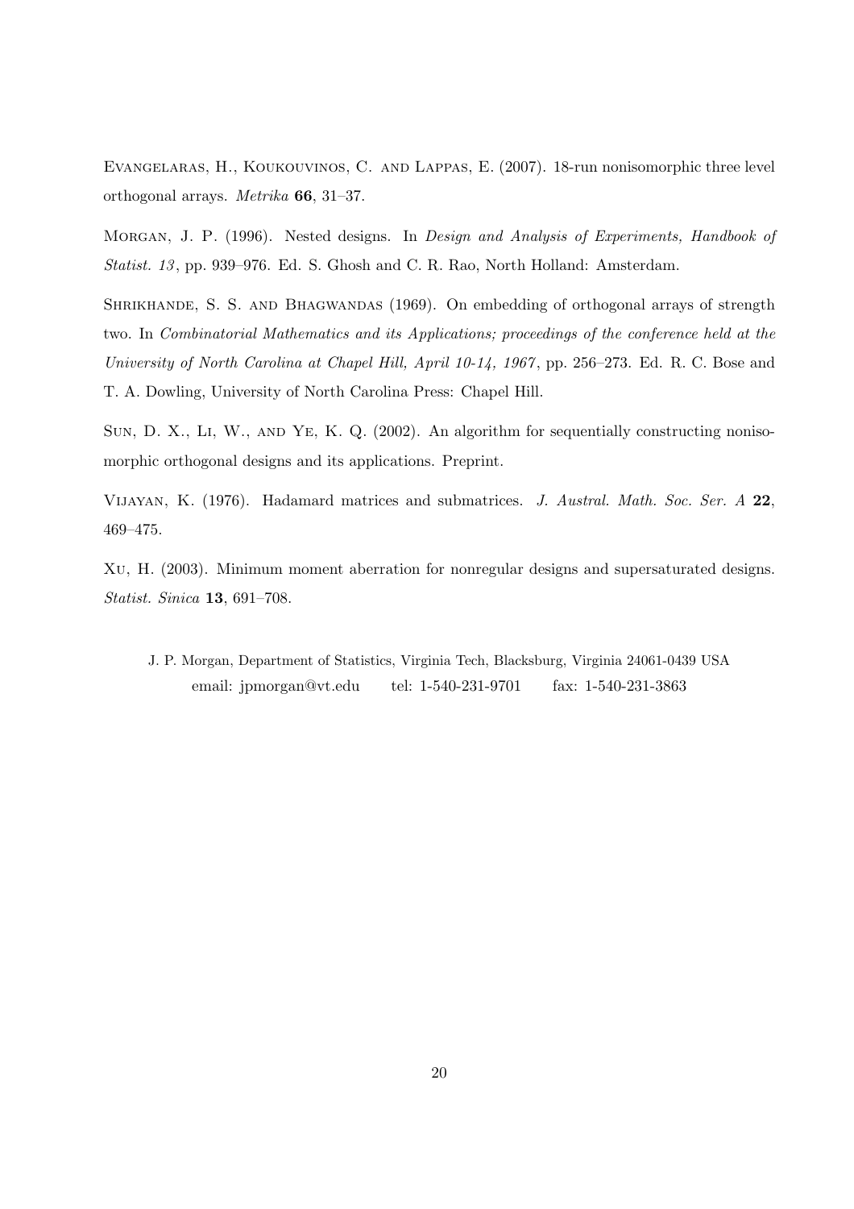Evangelaras, H., Koukouvinos, C. and Lappas, E. (2007). 18-run nonisomorphic three level orthogonal arrays. *Metrika* **66**, 31–37.

Morgan, J. P. (1996). Nested designs. In *Design and Analysis of Experiments, Handbook of Statist. 13*, pp. 939–976. Ed. S. Ghosh and C. R. Rao, North Holland: Amsterdam.

Shrikhande, S. S. and Bhagwandas (1969). On embedding of orthogonal arrays of strength two. In *Combinatorial Mathematics and its Applications; proceedings of the conference held at the University of North Carolina at Chapel Hill, April 10-14, 1967*, pp. 256–273. Ed. R. C. Bose and T. A. Dowling, University of North Carolina Press: Chapel Hill.

Sun, D. X., Li, W., and Ye, K. Q. (2002). An algorithm for sequentially constructing nonisomorphic orthogonal designs and its applications. Preprint.

Vijayan, K. (1976). Hadamard matrices and submatrices. *J. Austral. Math. Soc. Ser. A* **22**, 469–475.

Xu, H. (2003). Minimum moment aberration for nonregular designs and supersaturated designs. *Statist. Sinica* **13**, 691–708.

J. P. Morgan, Department of Statistics, Virginia Tech, Blacksburg, Virginia 24061-0439 USA
email: jpmorgan@vt.edu tel: 1-540-231-9701 fax: 1-540-231-3863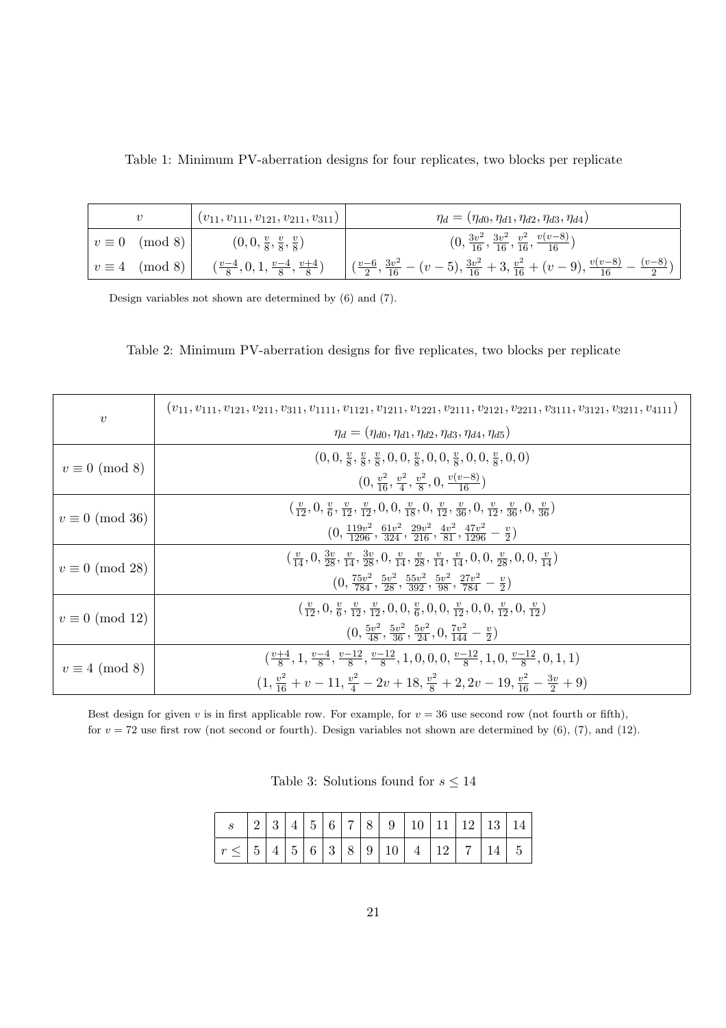Table 1: Minimum PV-aberration designs for four replicates, two blocks per replicate

| $v$ | $(v_{11}, v_{111}, v_{121}, v_{211}, v_{311})$ | $\eta_d = (\eta_{d0}, \eta_{d1}, \eta_{d2}, \eta_{d3}, \eta_{d4})$ |
|---|---|---|
| $v \equiv 0 \pmod 8$ | $(0, 0, \frac{v}{8}, \frac{v}{8}, \frac{v}{8})$ | $(0, \frac{3v^2}{16}, \frac{3v^2}{16}, \frac{v^2}{16}, \frac{v(v-8)}{16})$ |
| $v \equiv 4 \pmod 8$ | $(\frac{v-4}{8}, 0, 1, \frac{v-4}{8}, \frac{v+4}{8})$ | $(\frac{v-6}{2}, \frac{3v^2}{16} - (v-5), \frac{3v^2}{16} + 3, \frac{v^2}{16} + (v-9), \frac{v(v-8)}{16} - \frac{(v-8)}{2})$ |

Design variables not shown are determined by (6) and (7).

Table 2: Minimum PV-aberration designs for five replicates, two blocks per replicate

| $v$ | $(v_{11}, v_{111}, v_{121}, v_{211}, v_{311}, v_{1111}, v_{1121}, v_{1211}, v_{1221}, v_{2111}, v_{2121}, v_{2211}, v_{3111}, v_{3121}, v_{3211}, v_{4111})$ <br> $\eta_d = (\eta_{d0}, \eta_{d1}, \eta_{d2}, \eta_{d3}, \eta_{d4}, \eta_{d5})$ |
|---|---|
| $v \equiv 0 \pmod 8$ | $(0, 0, \frac{v}{8}, \frac{v}{8}, \frac{v}{8}, 0, 0, \frac{v}{8}, 0, 0, \frac{v}{8}, 0, 0, \frac{v}{8}, 0, 0)$ <br> $(0, \frac{v^2}{16}, \frac{v^2}{4}, \frac{v^2}{8}, 0, \frac{v(v-8)}{16})$ |
| $v \equiv 0 \pmod{36}$ | $(\frac{v}{12}, 0, \frac{v}{6}, \frac{v}{12}, \frac{v}{12}, 0, 0, \frac{v}{18}, 0, \frac{v}{12}, \frac{v}{36}, 0, \frac{v}{12}, \frac{v}{36}, 0, \frac{v}{36})$ <br> $(0, \frac{119v^2}{1296}, \frac{61v^2}{324}, \frac{29v^2}{216}, \frac{4v^2}{81}, \frac{47v^2}{1296} - \frac{v}{2})$ |
| $v \equiv 0 \pmod{28}$ | $(\frac{v}{14}, 0, \frac{3v}{28}, \frac{v}{14}, \frac{3v}{28}, 0, \frac{v}{14}, \frac{v}{28}, \frac{v}{14}, \frac{v}{14}, 0, 0, \frac{v}{28}, 0, 0, \frac{v}{14})$ <br> $(0, \frac{75v^2}{784}, \frac{5v^2}{28}, \frac{55v^2}{392}, \frac{5v^2}{98}, \frac{27v^2}{784} - \frac{v}{2})$ |
| $v \equiv 0 \pmod{12}$ | $(\frac{v}{12}, 0, \frac{v}{6}, \frac{v}{12}, \frac{v}{12}, 0, 0, \frac{v}{6}, 0, 0, \frac{v}{12}, 0, 0, \frac{v}{12}, 0, \frac{v}{12})$ <br> $(0, \frac{5v^2}{48}, \frac{5v^2}{36}, \frac{5v^2}{24}, 0, \frac{7v^2}{144} - \frac{v}{2})$ |
| $v \equiv 4 \pmod 8$ | $(\frac{v+4}{8}, 1, \frac{v-4}{8}, \frac{v-12}{8}, \frac{v-12}{8}, 1, 0, 0, 0, \frac{v-12}{8}, 1, 0, \frac{v-12}{8}, 0, 1, 1)$ <br> $(1, \frac{v^2}{16} + v - 11, \frac{v^2}{4} - 2v + 18, \frac{v^2}{8} + 2, 2v - 19, \frac{v^2}{16} - \frac{3v}{2} + 9)$ |

Best design for given $v$ is in first applicable row. For example, for $v = 36$ use second row (not fourth or fifth), for $v = 72$ use first row (not second or fourth). Design variables not shown are determined by (6), (7), and (12).

Table 3: Solutions found for $s \leq 14$

| $s$ | 2 | 3 | 4 | 5 | 6 | 7 | 8 | 9 | 10 | 11 | 12 | 13 | 14 |
|---|---|---|---|---|---|---|---|---|---|---|---|---|---|
| $r \leq$ | 5 | 4 | 5 | 6 | 3 | 8 | 9 | 10 | 4 | 12 | 7 | 14 | 5 |